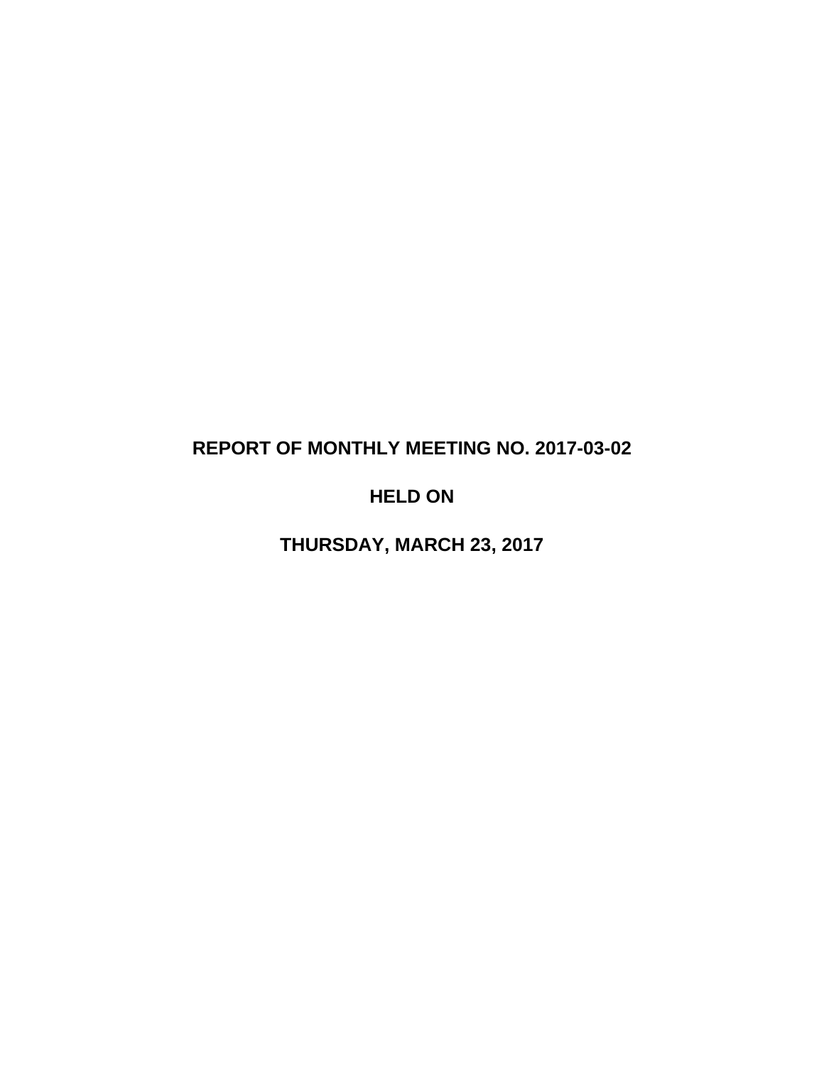# REPORT OF MONTHLY MEETING NO. 2017-03-02

## HELD ON

## THURSDAY, MARCH 23, 2017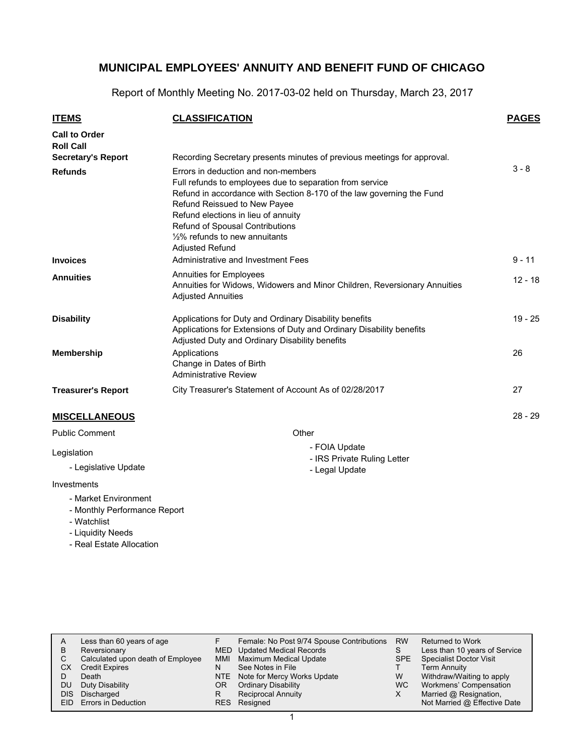# MUNICIPAL EMPLOYEES' ANNUITY AND BENEFIT FUND OF CHICAGO

Report of Monthly Meeting No. 2017-03-02 held on Thursday, March 23, 2017

| ITEMS | CLASSIFICATION | PAGES |
|---|---|---|
| **Call to Order** | | |
| **Roll Call** | | |
| **Secretary's Report** | Recording Secretary presents minutes of previous meetings for approval. | |
| **Refunds** | Errors in deduction and non-members<br>Full refunds to employees due to separation from service<br>Refund in accordance with Section 8-170 of the law governing the Fund<br>Refund Reissued to New Payee<br>Refund elections in lieu of annuity<br>Refund of Spousal Contributions<br>½% refunds to new annuitants<br>Adjusted Refund | 3 - 8 |
| **Invoices** | Administrative and Investment Fees | 9 - 11 |
| **Annuities** | Annuities for Employees<br>Annuities for Widows, Widowers and Minor Children, Reversionary Annuities<br>Adjusted Annuities | 12 - 18 |
| **Disability** | Applications for Duty and Ordinary Disability benefits<br>Applications for Extensions of Duty and Ordinary Disability benefits<br>Adjusted Duty and Ordinary Disability benefits | 19 - 25 |
| **Membership** | Applications<br>Change in Dates of Birth<br>Administrative Review | 26 |
| **Treasurer's Report** | City Treasurer's Statement of Account As of 02/28/2017 | 27 |

## MISCELLANEOUS — 28 - 29

Public Comment

Legislation

- Legislative Update

Investments

- Market Environment
- Monthly Performance Report
- Watchlist
- Liquidity Needs
- Real Estate Allocation

Other

- FOIA Update
- IRS Private Ruling Letter
- Legal Update

| | | | | | |
|---|---|---|---|---|---|
| A | Less than 60 years of age | F | Female: No Post 9/74 Spouse Contributions | RW | Returned to Work |
| B | Reversionary | MED | Updated Medical Records | S | Less than 10 years of Service |
| C | Calculated upon death of Employee | MMI | Maximum Medical Update | SPE | Specialist Doctor Visit |
| CX | Credit Expires | N | See Notes in File | T | Term Annuity |
| D | Death | NTE | Note for Mercy Works Update | W | Withdraw/Waiting to apply |
| DU | Duty Disability | OR | Ordinary Disability | WC | Workmens' Compensation |
| DIS | Discharged | R | Reciprocal Annuity | X | Married @ Resignation, |
| EID | Errors in Deduction | RES | Resigned | | Not Married @ Effective Date |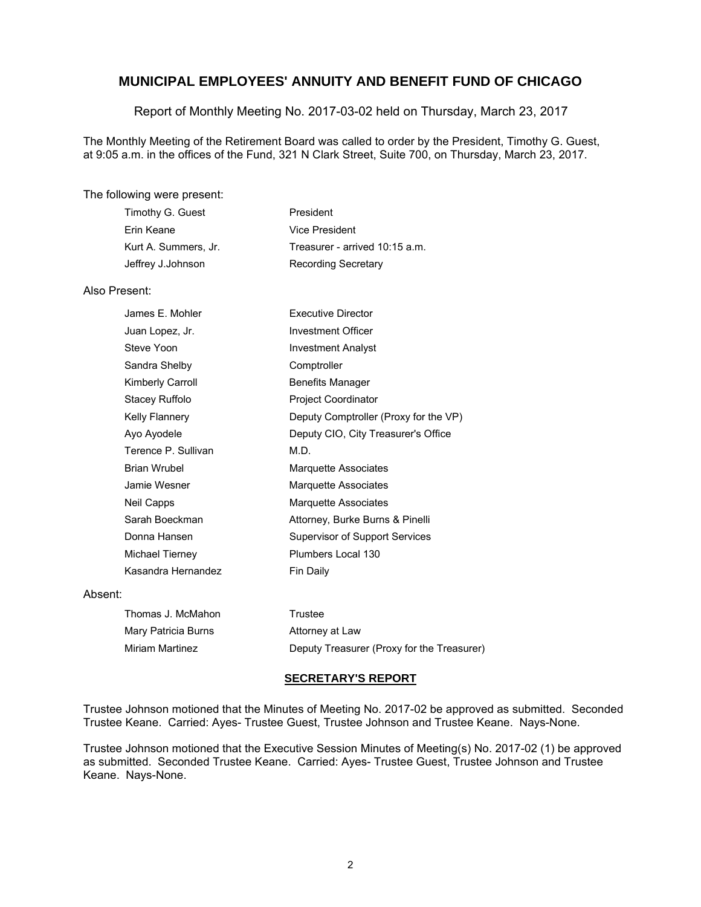# MUNICIPAL EMPLOYEES' ANNUITY AND BENEFIT FUND OF CHICAGO

Report of Monthly Meeting No. 2017-03-02 held on Thursday, March 23, 2017

The Monthly Meeting of the Retirement Board was called to order by the President, Timothy G. Guest, at 9:05 a.m. in the offices of the Fund, 321 N Clark Street, Suite 700, on Thursday, March 23, 2017.

The following were present:

| | |
|---|---|
| Timothy G. Guest | President |
| Erin Keane | Vice President |
| Kurt A. Summers, Jr. | Treasurer - arrived 10:15 a.m. |
| Jeffrey J.Johnson | Recording Secretary |

Also Present:

| | |
|---|---|
| James E. Mohler | Executive Director |
| Juan Lopez, Jr. | Investment Officer |
| Steve Yoon | Investment Analyst |
| Sandra Shelby | Comptroller |
| Kimberly Carroll | Benefits Manager |
| Stacey Ruffolo | Project Coordinator |
| Kelly Flannery | Deputy Comptroller (Proxy for the VP) |
| Ayo Ayodele | Deputy CIO, City Treasurer's Office |
| Terence P. Sullivan | M.D. |
| Brian Wrubel | Marquette Associates |
| Jamie Wesner | Marquette Associates |
| Neil Capps | Marquette Associates |
| Sarah Boeckman | Attorney, Burke Burns & Pinelli |
| Donna Hansen | Supervisor of Support Services |
| Michael Tierney | Plumbers Local 130 |
| Kasandra Hernandez | Fin Daily |

Absent:

| | |
|---|---|
| Thomas J. McMahon | Trustee |
| Mary Patricia Burns | Attorney at Law |
| Miriam Martinez | Deputy Treasurer (Proxy for the Treasurer) |

## SECRETARY'S REPORT

Trustee Johnson motioned that the Minutes of Meeting No. 2017-02 be approved as submitted. Seconded Trustee Keane. Carried: Ayes- Trustee Guest, Trustee Johnson and Trustee Keane. Nays-None.

Trustee Johnson motioned that the Executive Session Minutes of Meeting(s) No. 2017-02 (1) be approved as submitted. Seconded Trustee Keane. Carried: Ayes- Trustee Guest, Trustee Johnson and Trustee Keane. Nays-None.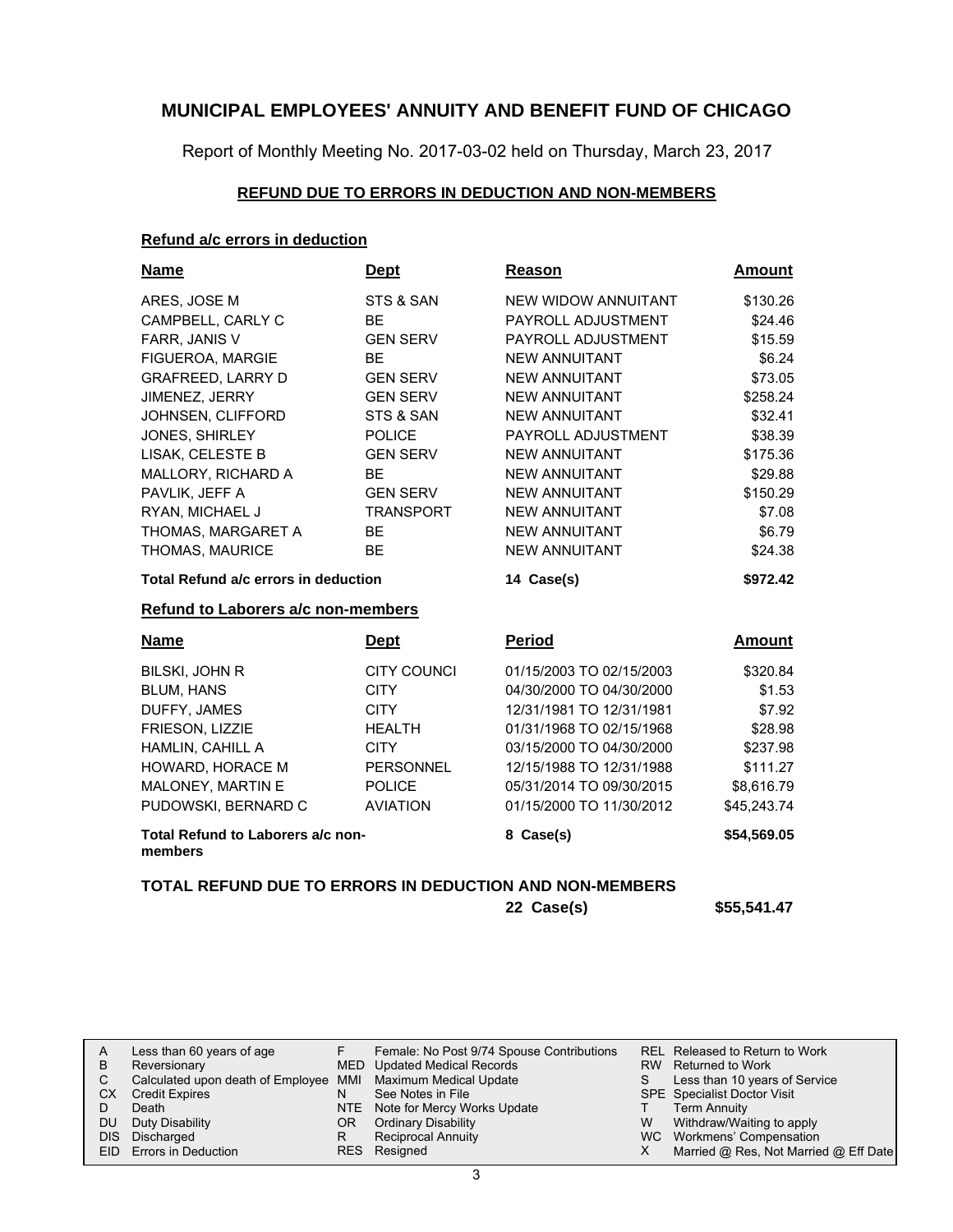# MUNICIPAL EMPLOYEES' ANNUITY AND BENEFIT FUND OF CHICAGO

Report of Monthly Meeting No. 2017-03-02 held on Thursday, March 23, 2017

## REFUND DUE TO ERRORS IN DEDUCTION AND NON-MEMBERS

### Refund a/c errors in deduction

| Name | Dept | Reason | Amount |
|---|---|---|---|
| ARES, JOSE M | STS & SAN | NEW WIDOW ANNUITANT | $130.26 |
| CAMPBELL, CARLY C | BE | PAYROLL ADJUSTMENT | $24.46 |
| FARR, JANIS V | GEN SERV | PAYROLL ADJUSTMENT | $15.59 |
| FIGUEROA, MARGIE | BE | NEW ANNUITANT | $6.24 |
| GRAFREED, LARRY D | GEN SERV | NEW ANNUITANT | $73.05 |
| JIMENEZ, JERRY | GEN SERV | NEW ANNUITANT | $258.24 |
| JOHNSEN, CLIFFORD | STS & SAN | NEW ANNUITANT | $32.41 |
| JONES, SHIRLEY | POLICE | PAYROLL ADJUSTMENT | $38.39 |
| LISAK, CELESTE B | GEN SERV | NEW ANNUITANT | $175.36 |
| MALLORY, RICHARD A | BE | NEW ANNUITANT | $29.88 |
| PAVLIK, JEFF A | GEN SERV | NEW ANNUITANT | $150.29 |
| RYAN, MICHAEL J | TRANSPORT | NEW ANNUITANT | $7.08 |
| THOMAS, MARGARET A | BE | NEW ANNUITANT | $6.79 |
| THOMAS, MAURICE | BE | NEW ANNUITANT | $24.38 |
| **Total Refund a/c errors in deduction** | | **14 Case(s)** | **$972.42** |

### Refund to Laborers a/c non-members

| Name | Dept | Period | Amount |
|---|---|---|---|
| BILSKI, JOHN R | CITY COUNCI | 01/15/2003 TO 02/15/2003 | $320.84 |
| BLUM, HANS | CITY | 04/30/2000 TO 04/30/2000 | $1.53 |
| DUFFY, JAMES | CITY | 12/31/1981 TO 12/31/1981 | $7.92 |
| FRIESON, LIZZIE | HEALTH | 01/31/1968 TO 02/15/1968 | $28.98 |
| HAMLIN, CAHILL A | CITY | 03/15/2000 TO 04/30/2000 | $237.98 |
| HOWARD, HORACE M | PERSONNEL | 12/15/1988 TO 12/31/1988 | $111.27 |
| MALONEY, MARTIN E | POLICE | 05/31/2014 TO 09/30/2015 | $8,616.79 |
| PUDOWSKI, BERNARD C | AVIATION | 01/15/2000 TO 11/30/2012 | $45,243.74 |
| **Total Refund to Laborers a/c non-members** | | **8 Case(s)** | **$54,569.05** |

**TOTAL REFUND DUE TO ERRORS IN DEDUCTION AND NON-MEMBERS** **22 Case(s)** **$55,541.47**

| | | | | | |
|---|---|---|---|---|---|
| A | Less than 60 years of age | F | Female: No Post 9/74 Spouse Contributions | REL | Released to Return to Work |
| B | Reversionary | MED | Updated Medical Records | RW | Returned to Work |
| C | Calculated upon death of Employee | MMI | Maximum Medical Update | S | Less than 10 years of Service |
| CX | Credit Expires | N | See Notes in File | SPE | Specialist Doctor Visit |
| D | Death | NTE | Note for Mercy Works Update | T | Term Annuity |
| DU | Duty Disability | OR | Ordinary Disability | W | Withdraw/Waiting to apply |
| DIS | Discharged | R | Reciprocal Annuity | WC | Workmens' Compensation |
| EID | Errors in Deduction | RES | Resigned | X | Married @ Res, Not Married @ Eff Date |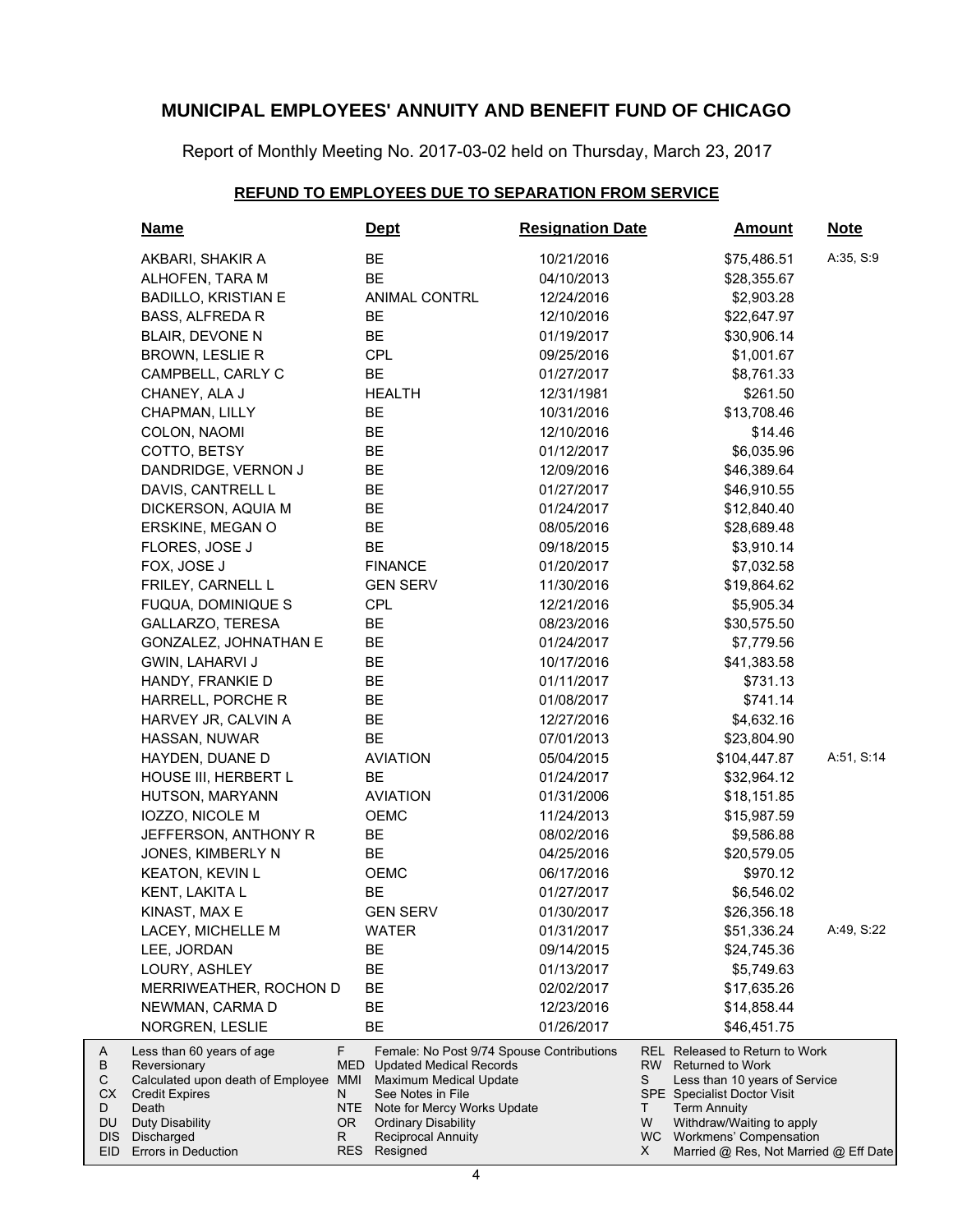# MUNICIPAL EMPLOYEES' ANNUITY AND BENEFIT FUND OF CHICAGO

Report of Monthly Meeting No. 2017-03-02 held on Thursday, March 23, 2017

## REFUND TO EMPLOYEES DUE TO SEPARATION FROM SERVICE

| Name | Dept | Resignation Date | Amount | Note |
|---|---|---|---|---|
| AKBARI, SHAKIR A | BE | 10/21/2016 | $75,486.51 | A:35, S:9 |
| ALHOFEN, TARA M | BE | 04/10/2013 | $28,355.67 | |
| BADILLO, KRISTIAN E | ANIMAL CONTRL | 12/24/2016 | $2,903.28 | |
| BASS, ALFREDA R | BE | 12/10/2016 | $22,647.97 | |
| BLAIR, DEVONE N | BE | 01/19/2017 | $30,906.14 | |
| BROWN, LESLIE R | CPL | 09/25/2016 | $1,001.67 | |
| CAMPBELL, CARLY C | BE | 01/27/2017 | $8,761.33 | |
| CHANEY, ALA J | HEALTH | 12/31/1981 | $261.50 | |
| CHAPMAN, LILLY | BE | 10/31/2016 | $13,708.46 | |
| COLON, NAOMI | BE | 12/10/2016 | $14.46 | |
| COTTO, BETSY | BE | 01/12/2017 | $6,035.96 | |
| DANDRIDGE, VERNON J | BE | 12/09/2016 | $46,389.64 | |
| DAVIS, CANTRELL L | BE | 01/27/2017 | $46,910.55 | |
| DICKERSON, AQUIA M | BE | 01/24/2017 | $12,840.40 | |
| ERSKINE, MEGAN O | BE | 08/05/2016 | $28,689.48 | |
| FLORES, JOSE J | BE | 09/18/2015 | $3,910.14 | |
| FOX, JOSE J | FINANCE | 01/20/2017 | $7,032.58 | |
| FRILEY, CARNELL L | GEN SERV | 11/30/2016 | $19,864.62 | |
| FUQUA, DOMINIQUE S | CPL | 12/21/2016 | $5,905.34 | |
| GALLARZO, TERESA | BE | 08/23/2016 | $30,575.50 | |
| GONZALEZ, JOHNATHAN E | BE | 01/24/2017 | $7,779.56 | |
| GWIN, LAHARVI J | BE | 10/17/2016 | $41,383.58 | |
| HANDY, FRANKIE D | BE | 01/11/2017 | $731.13 | |
| HARRELL, PORCHE R | BE | 01/08/2017 | $741.14 | |
| HARVEY JR, CALVIN A | BE | 12/27/2016 | $4,632.16 | |
| HASSAN, NUWAR | BE | 07/01/2013 | $23,804.90 | |
| HAYDEN, DUANE D | AVIATION | 05/04/2015 | $104,447.87 | A:51, S:14 |
| HOUSE III, HERBERT L | BE | 01/24/2017 | $32,964.12 | |
| HUTSON, MARYANN | AVIATION | 01/31/2006 | $18,151.85 | |
| IOZZO, NICOLE M | OEMC | 11/24/2013 | $15,987.59 | |
| JEFFERSON, ANTHONY R | BE | 08/02/2016 | $9,586.88 | |
| JONES, KIMBERLY N | BE | 04/25/2016 | $20,579.05 | |
| KEATON, KEVIN L | OEMC | 06/17/2016 | $970.12 | |
| KENT, LAKITA L | BE | 01/27/2017 | $6,546.02 | |
| KINAST, MAX E | GEN SERV | 01/30/2017 | $26,356.18 | |
| LACEY, MICHELLE M | WATER | 01/31/2017 | $51,336.24 | A:49, S:22 |
| LEE, JORDAN | BE | 09/14/2015 | $24,745.36 | |
| LOURY, ASHLEY | BE | 01/13/2017 | $5,749.63 | |
| MERRIWEATHER, ROCHON D | BE | 02/02/2017 | $17,635.26 | |
| NEWMAN, CARMA D | BE | 12/23/2016 | $14,858.44 | |
| NORGREN, LESLIE | BE | 01/26/2017 | $46,451.75 | |

| | | | | | |
|---|---|---|---|---|---|
| A | Less than 60 years of age | F | Female: No Post 9/74 Spouse Contributions | REL | Released to Return to Work |
| B | Reversionary | MED | Updated Medical Records | RW | Returned to Work |
| C | Calculated upon death of Employee | MMI | Maximum Medical Update | S | Less than 10 years of Service |
| CX | Credit Expires | N | See Notes in File | SPE | Specialist Doctor Visit |
| D | Death | NTE | Note for Mercy Works Update | T | Term Annuity |
| DU | Duty Disability | OR | Ordinary Disability | W | Withdraw/Waiting to apply |
| DIS | Discharged | R | Reciprocal Annuity | WC | Workmens' Compensation |
| EID | Errors in Deduction | RES | Resigned | X | Married @ Res, Not Married @ Eff Date |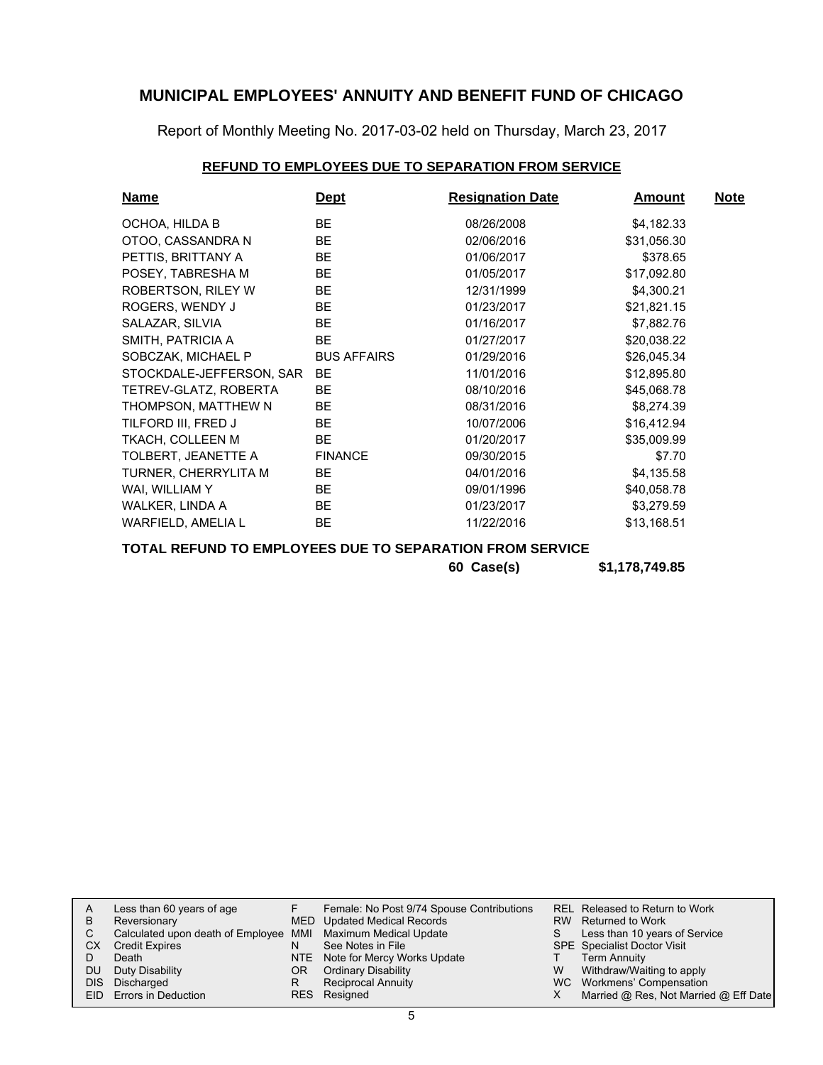# MUNICIPAL EMPLOYEES' ANNUITY AND BENEFIT FUND OF CHICAGO

Report of Monthly Meeting No. 2017-03-02 held on Thursday, March 23, 2017

## REFUND TO EMPLOYEES DUE TO SEPARATION FROM SERVICE

| Name | Dept | Resignation Date | Amount | Note |
|---|---|---|---|---|
| OCHOA, HILDA B | BE | 08/26/2008 | $4,182.33 | |
| OTOO, CASSANDRA N | BE | 02/06/2016 | $31,056.30 | |
| PETTIS, BRITTANY A | BE | 01/06/2017 | $378.65 | |
| POSEY, TABRESHA M | BE | 01/05/2017 | $17,092.80 | |
| ROBERTSON, RILEY W | BE | 12/31/1999 | $4,300.21 | |
| ROGERS, WENDY J | BE | 01/23/2017 | $21,821.15 | |
| SALAZAR, SILVIA | BE | 01/16/2017 | $7,882.76 | |
| SMITH, PATRICIA A | BE | 01/27/2017 | $20,038.22 | |
| SOBCZAK, MICHAEL P | BUS AFFAIRS | 01/29/2016 | $26,045.34 | |
| STOCKDALE-JEFFERSON, SAR | BE | 11/01/2016 | $12,895.80 | |
| TETREV-GLATZ, ROBERTA | BE | 08/10/2016 | $45,068.78 | |
| THOMPSON, MATTHEW N | BE | 08/31/2016 | $8,274.39 | |
| TILFORD III, FRED J | BE | 10/07/2006 | $16,412.94 | |
| TKACH, COLLEEN M | BE | 01/20/2017 | $35,009.99 | |
| TOLBERT, JEANETTE A | FINANCE | 09/30/2015 | $7.70 | |
| TURNER, CHERRYLITA M | BE | 04/01/2016 | $4,135.58 | |
| WAI, WILLIAM Y | BE | 09/01/1996 | $40,058.78 | |
| WALKER, LINDA A | BE | 01/23/2017 | $3,279.59 | |
| WARFIELD, AMELIA L | BE | 11/22/2016 | $13,168.51 | |

**TOTAL REFUND TO EMPLOYEES DUE TO SEPARATION FROM SERVICE**

**60 Case(s) $1,178,749.85**

| | | | | | |
|---|---|---|---|---|---|
| A | Less than 60 years of age | F | Female: No Post 9/74 Spouse Contributions | REL | Released to Return to Work |
| B | Reversionary | MED | Updated Medical Records | RW | Returned to Work |
| C | Calculated upon death of Employee | MMI | Maximum Medical Update | S | Less than 10 years of Service |
| CX | Credit Expires | N | See Notes in File | SPE | Specialist Doctor Visit |
| D | Death | NTE | Note for Mercy Works Update | T | Term Annuity |
| DU | Duty Disability | OR | Ordinary Disability | W | Withdraw/Waiting to apply |
| DIS | Discharged | R | Reciprocal Annuity | WC | Workmens' Compensation |
| EID | Errors in Deduction | RES | Resigned | X | Married @ Res, Not Married @ Eff Date |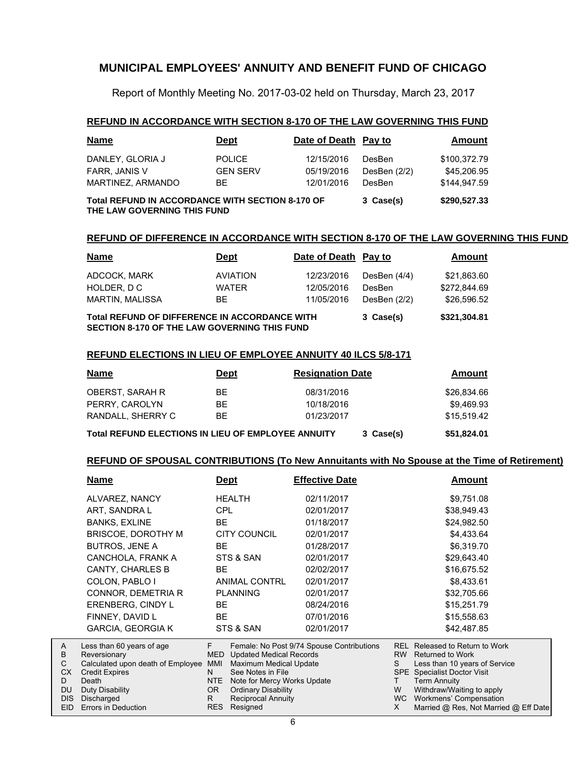# MUNICIPAL EMPLOYEES' ANNUITY AND BENEFIT FUND OF CHICAGO

Report of Monthly Meeting No. 2017-03-02 held on Thursday, March 23, 2017

## REFUND IN ACCORDANCE WITH SECTION 8-170 OF THE LAW GOVERNING THIS FUND

| Name | Dept | Date of Death | Pay to | Amount |
|---|---|---|---|---|
| DANLEY, GLORIA J | POLICE | 12/15/2016 | DesBen | $100,372.79 |
| FARR, JANIS V | GEN SERV | 05/19/2016 | DesBen (2/2) | $45,206.95 |
| MARTINEZ, ARMANDO | BE | 12/01/2016 | DesBen | $144,947.59 |
| **Total REFUND IN ACCORDANCE WITH SECTION 8-170 OF THE LAW GOVERNING THIS FUND** | | | **3 Case(s)** | **$290,527.33** |

## REFUND OF DIFFERENCE IN ACCORDANCE WITH SECTION 8-170 OF THE LAW GOVERNING THIS FUND

| Name | Dept | Date of Death | Pay to | Amount |
|---|---|---|---|---|
| ADCOCK, MARK | AVIATION | 12/23/2016 | DesBen (4/4) | $21,863.60 |
| HOLDER, D C | WATER | 12/05/2016 | DesBen | $272,844.69 |
| MARTIN, MALISSA | BE | 11/05/2016 | DesBen (2/2) | $26,596.52 |
| **Total REFUND OF DIFFERENCE IN ACCORDANCE WITH SECTION 8-170 OF THE LAW GOVERNING THIS FUND** | | | **3 Case(s)** | **$321,304.81** |

## REFUND ELECTIONS IN LIEU OF EMPLOYEE ANNUITY 40 ILCS 5/8-171

| Name | Dept | Resignation Date | | Amount |
|---|---|---|---|---|
| OBERST, SARAH R | BE | 08/31/2016 | | $26,834.66 |
| PERRY, CAROLYN | BE | 10/18/2016 | | $9,469.93 |
| RANDALL, SHERRY C | BE | 01/23/2017 | | $15,519.42 |
| **Total REFUND ELECTIONS IN LIEU OF EMPLOYEE ANNUITY** | | | **3 Case(s)** | **$51,824.01** |

## REFUND OF SPOUSAL CONTRIBUTIONS (To New Annuitants with No Spouse at the Time of Retirement)

| Name | Dept | Effective Date | Amount |
|---|---|---|---|
| ALVAREZ, NANCY | HEALTH | 02/11/2017 | $9,751.08 |
| ART, SANDRA L | CPL | 02/01/2017 | $38,949.43 |
| BANKS, EXLINE | BE | 01/18/2017 | $24,982.50 |
| BRISCOE, DOROTHY M | CITY COUNCIL | 02/01/2017 | $4,433.64 |
| BUTROS, JENE A | BE | 01/28/2017 | $6,319.70 |
| CANCHOLA, FRANK A | STS & SAN | 02/01/2017 | $29,643.40 |
| CANTY, CHARLES B | BE | 02/02/2017 | $16,675.52 |
| COLON, PABLO I | ANIMAL CONTRL | 02/01/2017 | $8,433.61 |
| CONNOR, DEMETRIA R | PLANNING | 02/01/2017 | $32,705.66 |
| ERENBERG, CINDY L | BE | 08/24/2016 | $15,251.79 |
| FINNEY, DAVID L | BE | 07/01/2016 | $15,558.63 |
| GARCIA, GEORGIA K | STS & SAN | 02/01/2017 | $42,487.85 |

| Code | Description | Code | Description | Code | Description |
|---|---|---|---|---|---|
| A | Less than 60 years of age | F | Female: No Post 9/74 Spouse Contributions | REL | Released to Return to Work |
| B | Reversionary | MED | Updated Medical Records | RW | Returned to Work |
| C | Calculated upon death of Employee | MMI | Maximum Medical Update | S | Less than 10 years of Service |
| CX | Credit Expires | N | See Notes in File | SPE | Specialist Doctor Visit |
| D | Death | NTE | Note for Mercy Works Update | T | Term Annuity |
| DU | Duty Disability | OR | Ordinary Disability | W | Withdraw/Waiting to apply |
| DIS | Discharged | R | Reciprocal Annuity | WC | Workmens' Compensation |
| EID | Errors in Deduction | RES | Resigned | X | Married @ Res, Not Married @ Eff Date |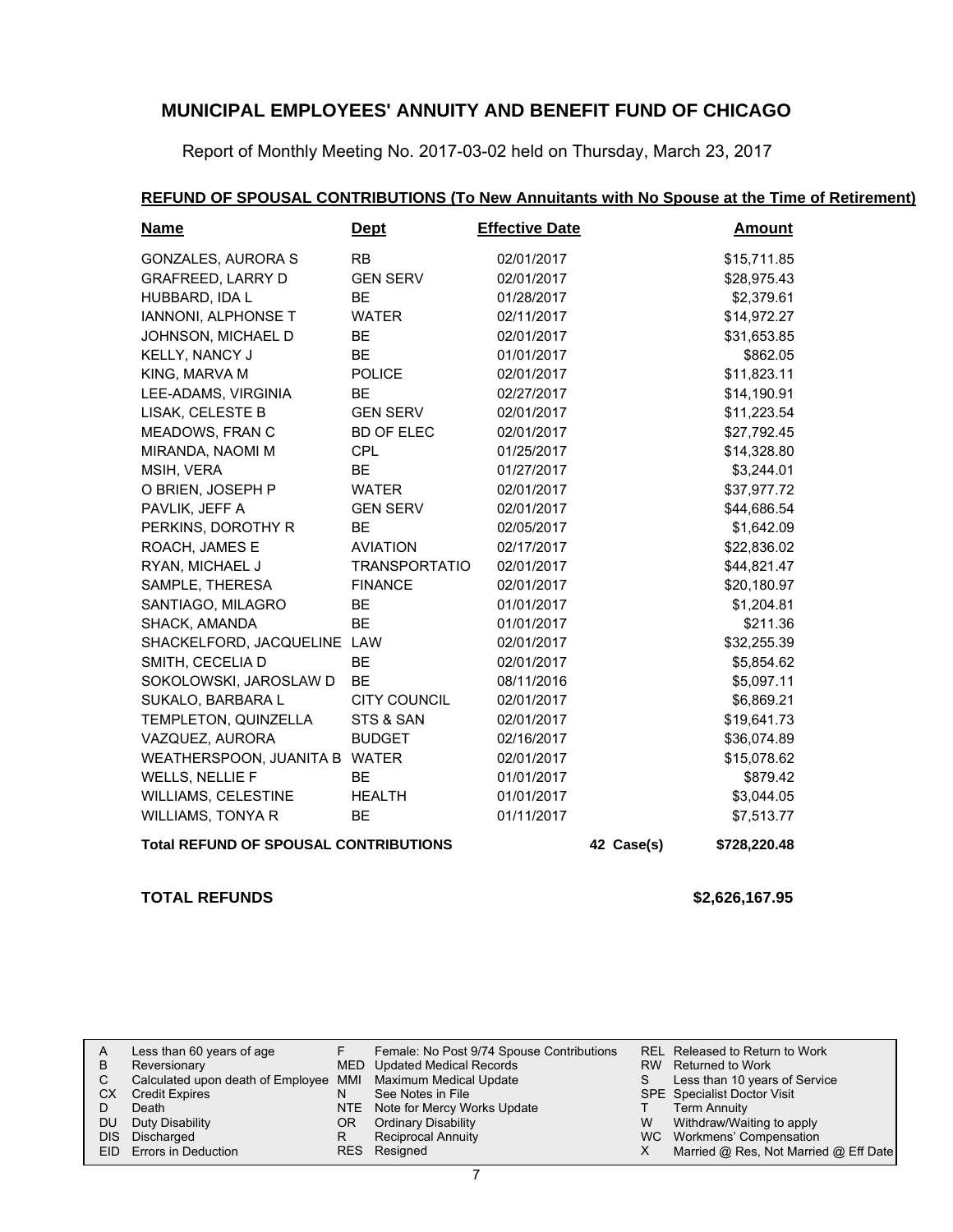# MUNICIPAL EMPLOYEES' ANNUITY AND BENEFIT FUND OF CHICAGO

Report of Monthly Meeting No. 2017-03-02 held on Thursday, March 23, 2017

## REFUND OF SPOUSAL CONTRIBUTIONS (To New Annuitants with No Spouse at the Time of Retirement)

| Name | Dept | Effective Date | | Amount |
|---|---|---|---|---|
| GONZALES, AURORA S | RB | 02/01/2017 | | $15,711.85 |
| GRAFREED, LARRY D | GEN SERV | 02/01/2017 | | $28,975.43 |
| HUBBARD, IDA L | BE | 01/28/2017 | | $2,379.61 |
| IANNONI, ALPHONSE T | WATER | 02/11/2017 | | $14,972.27 |
| JOHNSON, MICHAEL D | BE | 02/01/2017 | | $31,653.85 |
| KELLY, NANCY J | BE | 01/01/2017 | | $862.05 |
| KING, MARVA M | POLICE | 02/01/2017 | | $11,823.11 |
| LEE-ADAMS, VIRGINIA | BE | 02/27/2017 | | $14,190.91 |
| LISAK, CELESTE B | GEN SERV | 02/01/2017 | | $11,223.54 |
| MEADOWS, FRAN C | BD OF ELEC | 02/01/2017 | | $27,792.45 |
| MIRANDA, NAOMI M | CPL | 01/25/2017 | | $14,328.80 |
| MSIH, VERA | BE | 01/27/2017 | | $3,244.01 |
| O BRIEN, JOSEPH P | WATER | 02/01/2017 | | $37,977.72 |
| PAVLIK, JEFF A | GEN SERV | 02/01/2017 | | $44,686.54 |
| PERKINS, DOROTHY R | BE | 02/05/2017 | | $1,642.09 |
| ROACH, JAMES E | AVIATION | 02/17/2017 | | $22,836.02 |
| RYAN, MICHAEL J | TRANSPORTATIO | 02/01/2017 | | $44,821.47 |
| SAMPLE, THERESA | FINANCE | 02/01/2017 | | $20,180.97 |
| SANTIAGO, MILAGRO | BE | 01/01/2017 | | $1,204.81 |
| SHACK, AMANDA | BE | 01/01/2017 | | $211.36 |
| SHACKELFORD, JACQUELINE | LAW | 02/01/2017 | | $32,255.39 |
| SMITH, CECELIA D | BE | 02/01/2017 | | $5,854.62 |
| SOKOLOWSKI, JAROSLAW D | BE | 08/11/2016 | | $5,097.11 |
| SUKALO, BARBARA L | CITY COUNCIL | 02/01/2017 | | $6,869.21 |
| TEMPLETON, QUINZELLA | STS & SAN | 02/01/2017 | | $19,641.73 |
| VAZQUEZ, AURORA | BUDGET | 02/16/2017 | | $36,074.89 |
| WEATHERSPOON, JUANITA B | WATER | 02/01/2017 | | $15,078.62 |
| WELLS, NELLIE F | BE | 01/01/2017 | | $879.42 |
| WILLIAMS, CELESTINE | HEALTH | 01/01/2017 | | $3,044.05 |
| WILLIAMS, TONYA R | BE | 01/11/2017 | | $7,513.77 |
| **Total REFUND OF SPOUSAL CONTRIBUTIONS** | | | **42 Case(s)** | **$728,220.48** |

**TOTAL REFUNDS** **$2,626,167.95**

| | | | | | |
|---|---|---|---|---|---|
| A | Less than 60 years of age | F | Female: No Post 9/74 Spouse Contributions | REL | Released to Return to Work |
| B | Reversionary | MED | Updated Medical Records | RW | Returned to Work |
| C | Calculated upon death of Employee | MMI | Maximum Medical Update | S | Less than 10 years of Service |
| CX | Credit Expires | N | See Notes in File | SPE | Specialist Doctor Visit |
| D | Death | NTE | Note for Mercy Works Update | T | Term Annuity |
| DU | Duty Disability | OR | Ordinary Disability | W | Withdraw/Waiting to apply |
| DIS | Discharged | R | Reciprocal Annuity | WC | Workmens' Compensation |
| EID | Errors in Deduction | RES | Resigned | X | Married @ Res, Not Married @ Eff Date |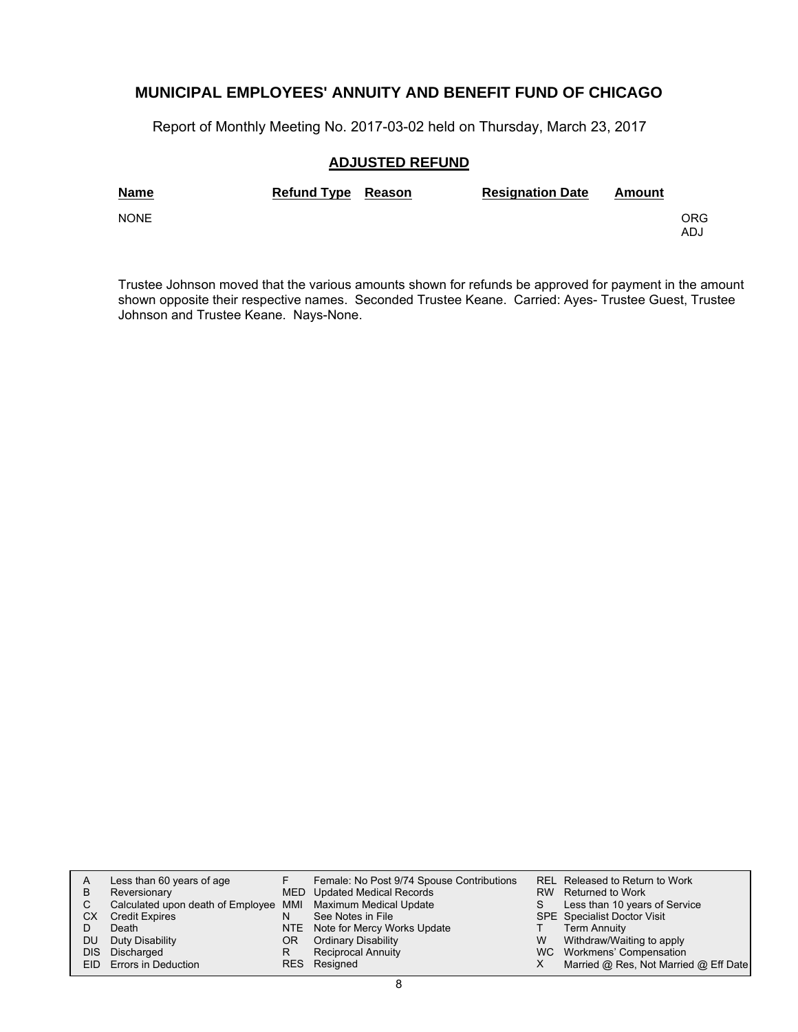# MUNICIPAL EMPLOYEES' ANNUITY AND BENEFIT FUND OF CHICAGO

Report of Monthly Meeting No. 2017-03-02 held on Thursday, March 23, 2017

## ADJUSTED REFUND

| Name | Refund Type | Reason | Resignation Date | Amount | |
|---|---|---|---|---|---|
| NONE | | | | | ORG<br>ADJ |

Trustee Johnson moved that the various amounts shown for refunds be approved for payment in the amount shown opposite their respective names. Seconded Trustee Keane. Carried: Ayes- Trustee Guest, Trustee Johnson and Trustee Keane. Nays-None.

| | | | | | |
|---|---|---|---|---|---|
| A | Less than 60 years of age | F | Female: No Post 9/74 Spouse Contributions | REL | Released to Return to Work |
| B | Reversionary | MED | Updated Medical Records | RW | Returned to Work |
| C | Calculated upon death of Employee | MMI | Maximum Medical Update | S | Less than 10 years of Service |
| CX | Credit Expires | N | See Notes in File | SPE | Specialist Doctor Visit |
| D | Death | NTE | Note for Mercy Works Update | T | Term Annuity |
| DU | Duty Disability | OR | Ordinary Disability | W | Withdraw/Waiting to apply |
| DIS | Discharged | R | Reciprocal Annuity | WC | Workmens' Compensation |
| EID | Errors in Deduction | RES | Resigned | X | Married @ Res, Not Married @ Eff Date |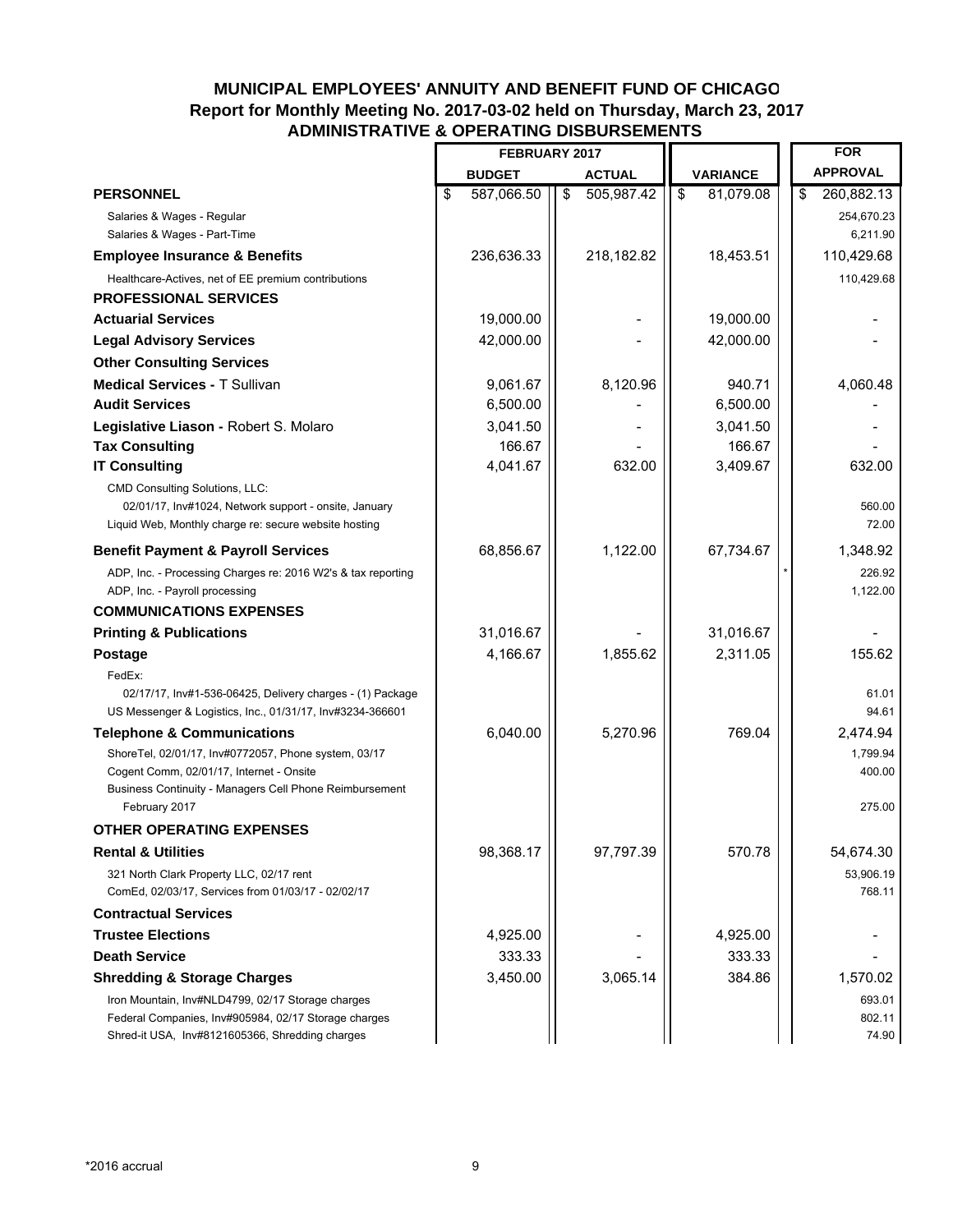## MUNICIPAL EMPLOYEES' ANNUITY AND BENEFIT FUND OF CHICAGO
## Report for Monthly Meeting No. 2017-03-02 held on Thursday, March 23, 2017
## ADMINISTRATIVE & OPERATING DISBURSEMENTS

| | FEBRUARY 2017 | | | FOR |
|---|---|---|---|---|
| | BUDGET | ACTUAL | VARIANCE | APPROVAL |
| **PERSONNEL** | $ 587,066.50 | $ 505,987.42 | $ 81,079.08 | $ 260,882.13 |
| Salaries & Wages - Regular | | | | 254,670.23 |
| Salaries & Wages - Part-Time | | | | 6,211.90 |
| **Employee Insurance & Benefits** | 236,636.33 | 218,182.82 | 18,453.51 | 110,429.68 |
| Healthcare-Actives, net of EE premium contributions | | | | 110,429.68 |
| **PROFESSIONAL SERVICES** | | | | |
| **Actuarial Services** | 19,000.00 | - | 19,000.00 | - |
| **Legal Advisory Services** | 42,000.00 | - | 42,000.00 | - |
| **Other Consulting Services** | | | | |
| **Medical Services -** T Sullivan | 9,061.67 | 8,120.96 | 940.71 | 4,060.48 |
| **Audit Services** | 6,500.00 | - | 6,500.00 | - |
| **Legislative Liason -** Robert S. Molaro | 3,041.50 | - | 3,041.50 | - |
| **Tax Consulting** | 166.67 | - | 166.67 | - |
| **IT Consulting** | 4,041.67 | 632.00 | 3,409.67 | 632.00 |
| CMD Consulting Solutions, LLC: | | | | |
| 02/01/17, Inv#1024, Network support - onsite, January | | | | 560.00 |
| Liquid Web, Monthly charge re: secure website hosting | | | | 72.00 |
| **Benefit Payment & Payroll Services** | 68,856.67 | 1,122.00 | 67,734.67 | 1,348.92 |
| ADP, Inc. - Processing Charges re: 2016 W2's & tax reporting | | | * | 226.92 |
| ADP, Inc. - Payroll processing | | | | 1,122.00 |
| **COMMUNICATIONS EXPENSES** | | | | |
| **Printing & Publications** | 31,016.67 | - | 31,016.67 | - |
| **Postage** | 4,166.67 | 1,855.62 | 2,311.05 | 155.62 |
| FedEx: | | | | |
| 02/17/17, Inv#1-536-06425, Delivery charges - (1) Package | | | | 61.01 |
| US Messenger & Logistics, Inc., 01/31/17, Inv#3234-366601 | | | | 94.61 |
| **Telephone & Communications** | 6,040.00 | 5,270.96 | 769.04 | 2,474.94 |
| ShoreTel, 02/01/17, Inv#0772057, Phone system, 03/17 | | | | 1,799.94 |
| Cogent Comm, 02/01/17, Internet - Onsite | | | | 400.00 |
| Business Continuity - Managers Cell Phone Reimbursement February 2017 | | | | 275.00 |
| **OTHER OPERATING EXPENSES** | | | | |
| **Rental & Utilities** | 98,368.17 | 97,797.39 | 570.78 | 54,674.30 |
| 321 North Clark Property LLC, 02/17 rent | | | | 53,906.19 |
| ComEd, 02/03/17, Services from 01/03/17 - 02/02/17 | | | | 768.11 |
| **Contractual Services** | | | | |
| **Trustee Elections** | 4,925.00 | - | 4,925.00 | - |
| **Death Service** | 333.33 | - | 333.33 | - |
| **Shredding & Storage Charges** | 3,450.00 | 3,065.14 | 384.86 | 1,570.02 |
| Iron Mountain, Inv#NLD4799, 02/17 Storage charges | | | | 693.01 |
| Federal Companies, Inv#905984, 02/17 Storage charges | | | | 802.11 |
| Shred-it USA, Inv#8121605366, Shredding charges | | | | 74.90 |

*2016 accrual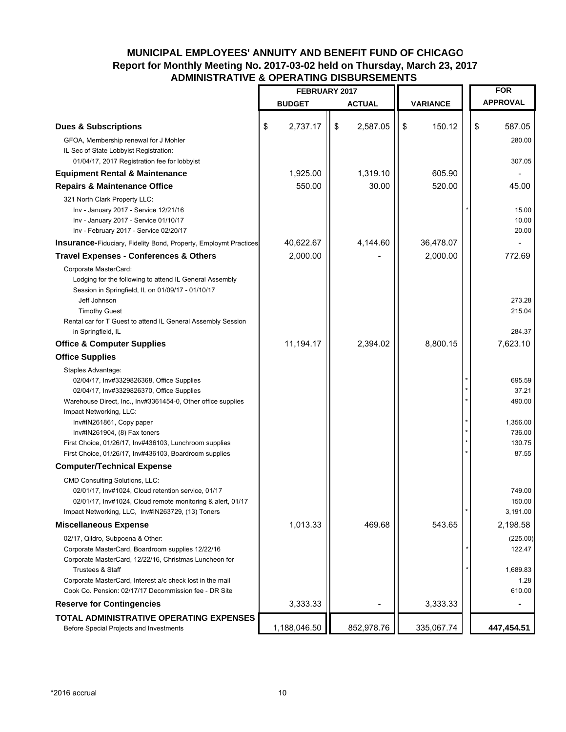# MUNICIPAL EMPLOYEES' ANNUITY AND BENEFIT FUND OF CHICAGO
## Report for Monthly Meeting No. 2017-03-02 held on Thursday, March 23, 2017
## ADMINISTRATIVE & OPERATING DISBURSEMENTS

| | FEBRUARY 2017 BUDGET | FEBRUARY 2017 ACTUAL | VARIANCE | | FOR APPROVAL |
|---|---|---|---|---|---|
| **Dues & Subscriptions** | $ 2,737.17 | $ 2,587.05 | $ 150.12 | | $ 587.05 |
| GFOA, Membership renewal for J Mohler | | | | | 280.00 |
| IL Sec of State Lobbyist Registration: | | | | | |
| 01/04/17, 2017 Registration fee for lobbyist | | | | | 307.05 |
| **Equipment Rental & Maintenance** | 1,925.00 | 1,319.10 | 605.90 | | - |
| **Repairs & Maintenance Office** | 550.00 | 30.00 | 520.00 | | 45.00 |
| 321 North Clark Property LLC: | | | | | |
| Inv - January 2017 - Service 12/21/16 | | | | * | 15.00 |
| Inv - January 2017 - Service 01/10/17 | | | | | 10.00 |
| Inv - February 2017 - Service 02/20/17 | | | | | 20.00 |
| **Insurance**-Fiduciary, Fidelity Bond, Property, Employmt Practices | 40,622.67 | 4,144.60 | 36,478.07 | | - |
| **Travel Expenses - Conferences & Others** | 2,000.00 | - | 2,000.00 | | 772.69 |
| Corporate MasterCard: | | | | | |
| Lodging for the following to attend IL General Assembly Session in Springfield, IL on 01/09/17 - 01/10/17 | | | | | |
| Jeff Johnson | | | | | 273.28 |
| Timothy Guest | | | | | 215.04 |
| Rental car for T Guest to attend IL General Assembly Session in Springfield, IL | | | | | 284.37 |
| **Office & Computer Supplies** | 11,194.17 | 2,394.02 | 8,800.15 | | 7,623.10 |
| **Office Supplies** | | | | | |
| Staples Advantage: | | | | | |
| 02/04/17, Inv#3329826368, Office Supplies | | | | * | 695.59 |
| 02/04/17, Inv#3329826370, Office Supplies | | | | * | 37.21 |
| Warehouse Direct, Inc., Inv#3361454-0, Other office supplies | | | | * | 490.00 |
| Impact Networking, LLC: | | | | | |
| Inv#IN261861, Copy paper | | | | * | 1,356.00 |
| Inv#IN261904, (8) Fax toners | | | | * | 736.00 |
| First Choice, 01/26/17, Inv#436103, Lunchroom supplies | | | | * | 130.75 |
| First Choice, 01/26/17, Inv#436103, Boardroom supplies | | | | * | 87.55 |
| **Computer/Technical Expense** | | | | | |
| CMD Consulting Solutions, LLC: | | | | | |
| 02/01/17, Inv#1024, Cloud retention service, 01/17 | | | | | 749.00 |
| 02/01/17, Inv#1024, Cloud remote monitoring & alert, 01/17 | | | | | 150.00 |
| Impact Networking, LLC, Inv#IN263729, (13) Toners | | | | * | 3,191.00 |
| **Miscellaneous Expense** | 1,013.33 | 469.68 | 543.65 | | 2,198.58 |
| 02/17, Qildro, Subpoena & Other: | | | | | (225.00) |
| Corporate MasterCard, Boardroom supplies 12/22/16 | | | | * | 122.47 |
| Corporate MasterCard, 12/22/16, Christmas Luncheon for Trustees & Staff | | | | * | 1,689.83 |
| Corporate MasterCard, Interest a/c check lost in the mail | | | | | 1.28 |
| Cook Co. Pension: 02/17/17 Decommission fee - DR Site | | | | | 610.00 |
| **Reserve for Contingencies** | 3,333.33 | - | 3,333.33 | | - |
| **TOTAL ADMINISTRATIVE OPERATING EXPENSES** Before Special Projects and Investments | 1,188,046.50 | 852,978.76 | 335,067.74 | | **447,454.51** |

*2016 accrual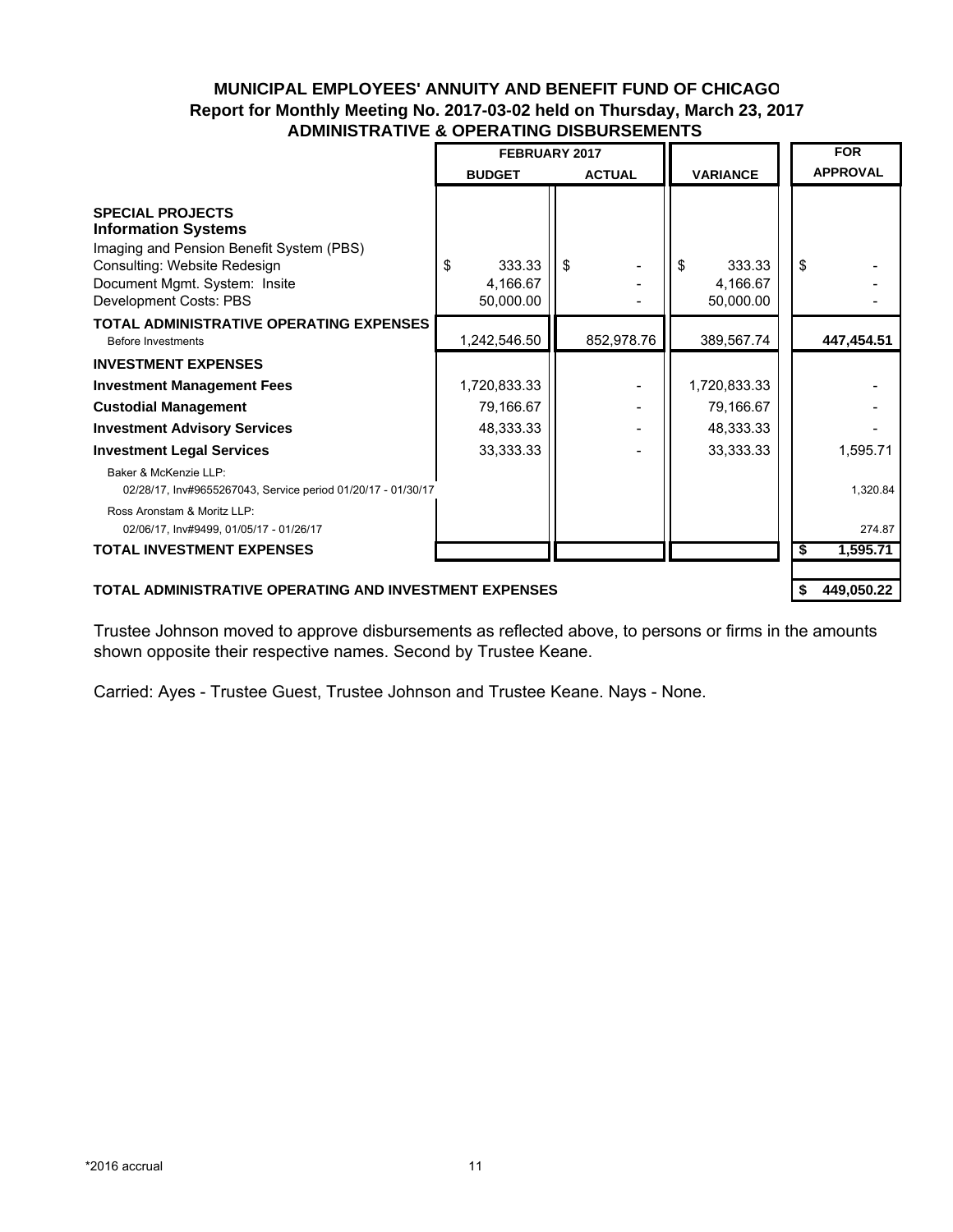# MUNICIPAL EMPLOYEES' ANNUITY AND BENEFIT FUND OF CHICAGO

## Report for Monthly Meeting No. 2017-03-02 held on Thursday, March 23, 2017

## ADMINISTRATIVE & OPERATING DISBURSEMENTS

| | FEBRUARY 2017 | | | FOR |
|---|---|---|---|---|
| | BUDGET | ACTUAL | VARIANCE | APPROVAL |
| **SPECIAL PROJECTS** | | | | |
| **Information Systems** | | | | |
| Imaging and Pension Benefit System (PBS) | | | | |
| Consulting: Website Redesign | $ 333.33 | $ - | $ 333.33 | $ - |
| Document Mgmt. System: Insite | 4,166.67 | - | 4,166.67 | - |
| Development Costs: PBS | 50,000.00 | - | 50,000.00 | - |
| **TOTAL ADMINISTRATIVE OPERATING EXPENSES** Before Investments | 1,242,546.50 | 852,978.76 | 389,567.74 | **447,454.51** |
| **INVESTMENT EXPENSES** | | | | |
| **Investment Management Fees** | 1,720,833.33 | - | 1,720,833.33 | - |
| **Custodial Management** | 79,166.67 | - | 79,166.67 | - |
| **Investment Advisory Services** | 48,333.33 | - | 48,333.33 | - |
| **Investment Legal Services** | 33,333.33 | - | 33,333.33 | 1,595.71 |
| Baker & McKenzie LLP: 02/28/17, Inv#9655267043, Service period 01/20/17 - 01/30/17 | | | | 1,320.84 |
| Ross Aronstam & Moritz LLP: 02/06/17, Inv#9499, 01/05/17 - 01/26/17 | | | | 274.87 |
| **TOTAL INVESTMENT EXPENSES** | | | | **$ 1,595.71** |
| **TOTAL ADMINISTRATIVE OPERATING AND INVESTMENT EXPENSES** | | | | **$ 449,050.22** |

Trustee Johnson moved to approve disbursements as reflected above, to persons or firms in the amounts shown opposite their respective names. Second by Trustee Keane.

Carried: Ayes - Trustee Guest, Trustee Johnson and Trustee Keane. Nays - None.

*2016 accrual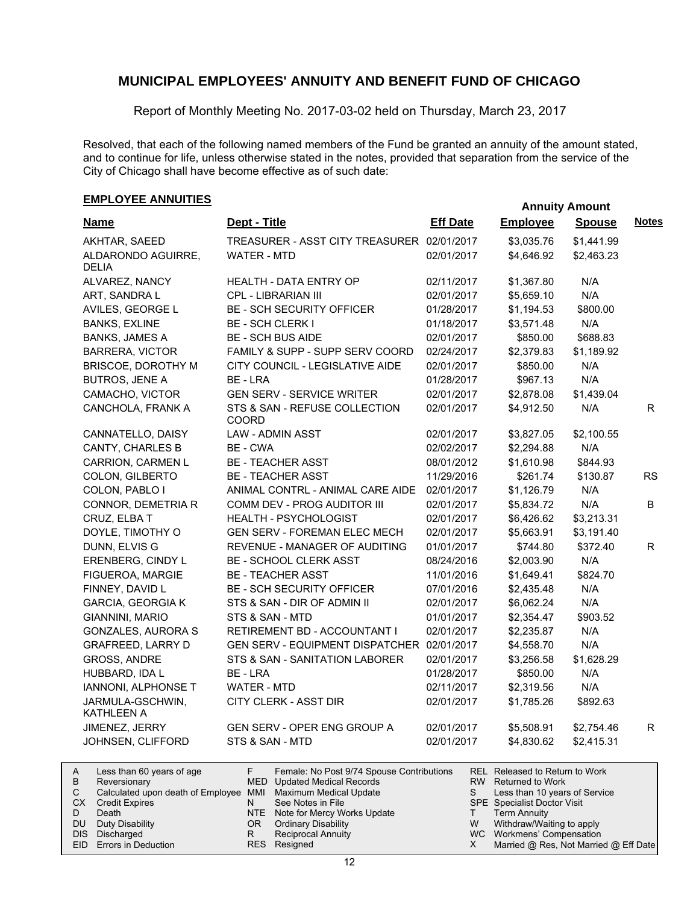# MUNICIPAL EMPLOYEES' ANNUITY AND BENEFIT FUND OF CHICAGO

Report of Monthly Meeting No. 2017-03-02 held on Thursday, March 23, 2017

Resolved, that each of the following named members of the Fund be granted an annuity of the amount stated, and to continue for life, unless otherwise stated in the notes, provided that separation from the service of the City of Chicago shall have become effective as of such date:

## EMPLOYEE ANNUITIES

| Name | Dept - Title | Eff Date | Annuity Amount Employee | Annuity Amount Spouse | Notes |
|---|---|---|---|---|---|
| AKHTAR, SAEED | TREASURER - ASST CITY TREASURER | 02/01/2017 | $3,035.76 | $1,441.99 | |
| ALDARONDO AGUIRRE, DELIA | WATER - MTD | 02/01/2017 | $4,646.92 | $2,463.23 | |
| ALVAREZ, NANCY | HEALTH - DATA ENTRY OP | 02/11/2017 | $1,367.80 | N/A | |
| ART, SANDRA L | CPL - LIBRARIAN III | 02/01/2017 | $5,659.10 | N/A | |
| AVILES, GEORGE L | BE - SCH SECURITY OFFICER | 01/28/2017 | $1,194.53 | $800.00 | |
| BANKS, EXLINE | BE - SCH CLERK I | 01/18/2017 | $3,571.48 | N/A | |
| BANKS, JAMES A | BE - SCH BUS AIDE | 02/01/2017 | $850.00 | $688.83 | |
| BARRERA, VICTOR | FAMILY & SUPP - SUPP SERV COORD | 02/24/2017 | $2,379.83 | $1,189.92 | |
| BRISCOE, DOROTHY M | CITY COUNCIL - LEGISLATIVE AIDE | 02/01/2017 | $850.00 | N/A | |
| BUTROS, JENE A | BE - LRA | 01/28/2017 | $967.13 | N/A | |
| CAMACHO, VICTOR | GEN SERV - SERVICE WRITER | 02/01/2017 | $2,878.08 | $1,439.04 | |
| CANCHOLA, FRANK A | STS & SAN - REFUSE COLLECTION COORD | 02/01/2017 | $4,912.50 | N/A | R |
| CANNATELLO, DAISY | LAW - ADMIN ASST | 02/01/2017 | $3,827.05 | $2,100.55 | |
| CANTY, CHARLES B | BE - CWA | 02/02/2017 | $2,294.88 | N/A | |
| CARRION, CARMEN L | BE - TEACHER ASST | 08/01/2012 | $1,610.98 | $844.93 | |
| COLON, GILBERTO | BE - TEACHER ASST | 11/29/2016 | $261.74 | $130.87 | RS |
| COLON, PABLO I | ANIMAL CONTRL - ANIMAL CARE AIDE | 02/01/2017 | $1,126.79 | N/A | |
| CONNOR, DEMETRIA R | COMM DEV - PROG AUDITOR III | 02/01/2017 | $5,834.72 | N/A | B |
| CRUZ, ELBA T | HEALTH - PSYCHOLOGIST | 02/01/2017 | $6,426.62 | $3,213.31 | |
| DOYLE, TIMOTHY O | GEN SERV - FOREMAN ELEC MECH | 02/01/2017 | $5,663.91 | $3,191.40 | |
| DUNN, ELVIS G | REVENUE - MANAGER OF AUDITING | 01/01/2017 | $744.80 | $372.40 | R |
| ERENBERG, CINDY L | BE - SCHOOL CLERK ASST | 08/24/2016 | $2,003.90 | N/A | |
| FIGUEROA, MARGIE | BE - TEACHER ASST | 11/01/2016 | $1,649.41 | $824.70 | |
| FINNEY, DAVID L | BE - SCH SECURITY OFFICER | 07/01/2016 | $2,435.48 | N/A | |
| GARCIA, GEORGIA K | STS & SAN - DIR OF ADMIN II | 02/01/2017 | $6,062.24 | N/A | |
| GIANNINI, MARIO | STS & SAN - MTD | 01/01/2017 | $2,354.47 | $903.52 | |
| GONZALES, AURORA S | RETIREMENT BD - ACCOUNTANT I | 02/01/2017 | $2,235.87 | N/A | |
| GRAFREED, LARRY D | GEN SERV - EQUIPMENT DISPATCHER | 02/01/2017 | $4,558.70 | N/A | |
| GROSS, ANDRE | STS & SAN - SANITATION LABORER | 02/01/2017 | $3,256.58 | $1,628.29 | |
| HUBBARD, IDA L | BE - LRA | 01/28/2017 | $850.00 | N/A | |
| IANNONI, ALPHONSE T | WATER - MTD | 02/11/2017 | $2,319.56 | N/A | |
| JARMULA-GSCHWIN, KATHLEEN A | CITY CLERK - ASST DIR | 02/01/2017 | $1,785.26 | $892.63 | |
| JIMENEZ, JERRY | GEN SERV - OPER ENG GROUP A | 02/01/2017 | $5,508.91 | $2,754.46 | R |
| JOHNSEN, CLIFFORD | STS & SAN - MTD | 02/01/2017 | $4,830.62 | $2,415.31 | |

| | | | | | |
|---|---|---|---|---|---|
| A | Less than 60 years of age | F | Female: No Post 9/74 Spouse Contributions | REL | Released to Return to Work |
| B | Reversionary | MED | Updated Medical Records | RW | Returned to Work |
| C | Calculated upon death of Employee | MMI | Maximum Medical Update | S | Less than 10 years of Service |
| CX | Credit Expires | N | See Notes in File | SPE | Specialist Doctor Visit |
| D | Death | NTE | Note for Mercy Works Update | T | Term Annuity |
| DU | Duty Disability | OR | Ordinary Disability | W | Withdraw/Waiting to apply |
| DIS | Discharged | R | Reciprocal Annuity | WC | Workmens' Compensation |
| EID | Errors in Deduction | RES | Resigned | X | Married @ Res, Not Married @ Eff Date |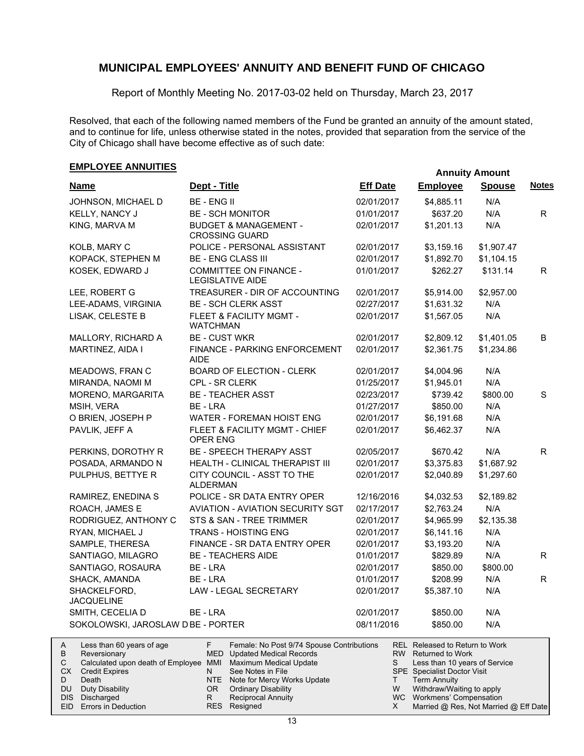## MUNICIPAL EMPLOYEES' ANNUITY AND BENEFIT FUND OF CHICAGO

Report of Monthly Meeting No. 2017-03-02 held on Thursday, March 23, 2017

Resolved, that each of the following named members of the Fund be granted an annuity of the amount stated, and to continue for life, unless otherwise stated in the notes, provided that separation from the service of the City of Chicago shall have become effective as of such date:

### EMPLOYEE ANNUITIES

| Name | Dept - Title | Eff Date | Annuity Amount Employee | Annuity Amount Spouse | Notes |
|---|---|---|---|---|---|
| JOHNSON, MICHAEL D | BE - ENG II | 02/01/2017 | $4,885.11 | N/A | |
| KELLY, NANCY J | BE - SCH MONITOR | 01/01/2017 | $637.20 | N/A | R |
| KING, MARVA M | BUDGET & MANAGEMENT - CROSSING GUARD | 02/01/2017 | $1,201.13 | N/A | |
| KOLB, MARY C | POLICE - PERSONAL ASSISTANT | 02/01/2017 | $3,159.16 | $1,907.47 | |
| KOPACK, STEPHEN M | BE - ENG CLASS III | 02/01/2017 | $1,892.70 | $1,104.15 | |
| KOSEK, EDWARD J | COMMITTEE ON FINANCE - LEGISLATIVE AIDE | 01/01/2017 | $262.27 | $131.14 | R |
| LEE, ROBERT G | TREASURER - DIR OF ACCOUNTING | 02/01/2017 | $5,914.00 | $2,957.00 | |
| LEE-ADAMS, VIRGINIA | BE - SCH CLERK ASST | 02/27/2017 | $1,631.32 | N/A | |
| LISAK, CELESTE B | FLEET & FACILITY MGMT - WATCHMAN | 02/01/2017 | $1,567.05 | N/A | |
| MALLORY, RICHARD A | BE - CUST WKR | 02/01/2017 | $2,809.12 | $1,401.05 | B |
| MARTINEZ, AIDA I | FINANCE - PARKING ENFORCEMENT AIDE | 02/01/2017 | $2,361.75 | $1,234.86 | |
| MEADOWS, FRAN C | BOARD OF ELECTION - CLERK | 02/01/2017 | $4,004.96 | N/A | |
| MIRANDA, NAOMI M | CPL - SR CLERK | 01/25/2017 | $1,945.01 | N/A | |
| MORENO, MARGARITA | BE - TEACHER ASST | 02/23/2017 | $739.42 | $800.00 | S |
| MSIH, VERA | BE - LRA | 01/27/2017 | $850.00 | N/A | |
| O BRIEN, JOSEPH P | WATER - FOREMAN HOIST ENG | 02/01/2017 | $6,191.68 | N/A | |
| PAVLIK, JEFF A | FLEET & FACILITY MGMT - CHIEF OPER ENG | 02/01/2017 | $6,462.37 | N/A | |
| PERKINS, DOROTHY R | BE - SPEECH THERAPY ASST | 02/05/2017 | $670.42 | N/A | R |
| POSADA, ARMANDO N | HEALTH - CLINICAL THERAPIST III | 02/01/2017 | $3,375.83 | $1,687.92 | |
| PULPHUS, BETTYE R | CITY COUNCIL - ASST TO THE ALDERMAN | 02/01/2017 | $2,040.89 | $1,297.60 | |
| RAMIREZ, ENEDINA S | POLICE - SR DATA ENTRY OPER | 12/16/2016 | $4,032.53 | $2,189.82 | |
| ROACH, JAMES E | AVIATION - AVIATION SECURITY SGT | 02/17/2017 | $2,763.24 | N/A | |
| RODRIGUEZ, ANTHONY C | STS & SAN - TREE TRIMMER | 02/01/2017 | $4,965.99 | $2,135.38 | |
| RYAN, MICHAEL J | TRANS - HOISTING ENG | 02/01/2017 | $6,141.16 | N/A | |
| SAMPLE, THERESA | FINANCE - SR DATA ENTRY OPER | 02/01/2017 | $3,193.20 | N/A | |
| SANTIAGO, MILAGRO | BE - TEACHERS AIDE | 01/01/2017 | $829.89 | N/A | R |
| SANTIAGO, ROSAURA | BE - LRA | 02/01/2017 | $850.00 | $800.00 | |
| SHACK, AMANDA | BE - LRA | 01/01/2017 | $208.99 | N/A | R |
| SHACKELFORD, JACQUELINE | LAW - LEGAL SECRETARY | 02/01/2017 | $5,387.10 | N/A | |
| SMITH, CECELIA D | BE - LRA | 02/01/2017 | $850.00 | N/A | |
| SOKOLOWSKI, JAROSLAW D | BE - PORTER | 08/11/2016 | $850.00 | N/A | |

| Code | Description | Code | Description | Code | Description |
|---|---|---|---|---|---|
| A | Less than 60 years of age | F | Female: No Post 9/74 Spouse Contributions | REL | Released to Return to Work |
| B | Reversionary | MED | Updated Medical Records | RW | Returned to Work |
| C | Calculated upon death of Employee | MMI | Maximum Medical Update | S | Less than 10 years of Service |
| CX | Credit Expires | N | See Notes in File | SPE | Specialist Doctor Visit |
| D | Death | NTE | Note for Mercy Works Update | T | Term Annuity |
| DU | Duty Disability | OR | Ordinary Disability | W | Withdraw/Waiting to apply |
| DIS | Discharged | R | Reciprocal Annuity | WC | Workmens' Compensation |
| EID | Errors in Deduction | RES | Resigned | X | Married @ Res, Not Married @ Eff Date |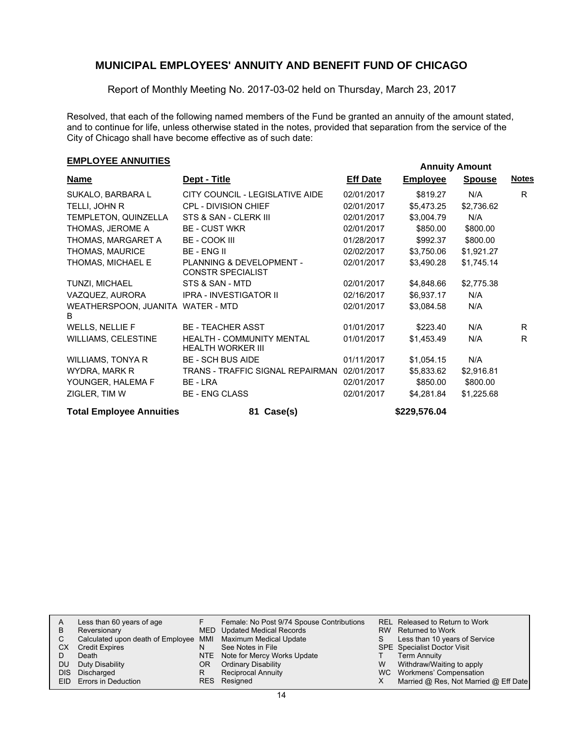# MUNICIPAL EMPLOYEES' ANNUITY AND BENEFIT FUND OF CHICAGO

Report of Monthly Meeting No. 2017-03-02 held on Thursday, March 23, 2017

Resolved, that each of the following named members of the Fund be granted an annuity of the amount stated, and to continue for life, unless otherwise stated in the notes, provided that separation from the service of the City of Chicago shall have become effective as of such date:

## EMPLOYEE ANNUITIES

| Name | Dept - Title | Eff Date | Annuity Amount Employee | Annuity Amount Spouse | Notes |
|---|---|---|---|---|---|
| SUKALO, BARBARA L | CITY COUNCIL - LEGISLATIVE AIDE | 02/01/2017 | $819.27 | N/A | R |
| TELLI, JOHN R | CPL - DIVISION CHIEF | 02/01/2017 | $5,473.25 | $2,736.62 | |
| TEMPLETON, QUINZELLA | STS & SAN - CLERK III | 02/01/2017 | $3,004.79 | N/A | |
| THOMAS, JEROME A | BE - CUST WKR | 02/01/2017 | $850.00 | $800.00 | |
| THOMAS, MARGARET A | BE - COOK III | 01/28/2017 | $992.37 | $800.00 | |
| THOMAS, MAURICE | BE - ENG II | 02/02/2017 | $3,750.06 | $1,921.27 | |
| THOMAS, MICHAEL E | PLANNING & DEVELOPMENT - CONSTR SPECIALIST | 02/01/2017 | $3,490.28 | $1,745.14 | |
| TUNZI, MICHAEL | STS & SAN - MTD | 02/01/2017 | $4,848.66 | $2,775.38 | |
| VAZQUEZ, AURORA | IPRA - INVESTIGATOR II | 02/16/2017 | $6,937.17 | N/A | |
| WEATHERSPOON, JUANITA B | WATER - MTD | 02/01/2017 | $3,084.58 | N/A | |
| WELLS, NELLIE F | BE - TEACHER ASST | 01/01/2017 | $223.40 | N/A | R |
| WILLIAMS, CELESTINE | HEALTH - COMMUNITY MENTAL HEALTH WORKER III | 01/01/2017 | $1,453.49 | N/A | R |
| WILLIAMS, TONYA R | BE - SCH BUS AIDE | 01/11/2017 | $1,054.15 | N/A | |
| WYDRA, MARK R | TRANS - TRAFFIC SIGNAL REPAIRMAN | 02/01/2017 | $5,833.62 | $2,916.81 | |
| YOUNGER, HALEMA F | BE - LRA | 02/01/2017 | $850.00 | $800.00 | |
| ZIGLER, TIM W | BE - ENG CLASS | 02/01/2017 | $4,281.84 | $1,225.68 | |
| **Total Employee Annuities** | **81 Case(s)** | | **$229,576.04** | | |

| | | | | | |
|---|---|---|---|---|---|
| A | Less than 60 years of age | F | Female: No Post 9/74 Spouse Contributions | REL | Released to Return to Work |
| B | Reversionary | MED | Updated Medical Records | RW | Returned to Work |
| C | Calculated upon death of Employee | MMI | Maximum Medical Update | S | Less than 10 years of Service |
| CX | Credit Expires | N | See Notes in File | SPE | Specialist Doctor Visit |
| D | Death | NTE | Note for Mercy Works Update | T | Term Annuity |
| DU | Duty Disability | OR | Ordinary Disability | W | Withdraw/Waiting to apply |
| DIS | Discharged | R | Reciprocal Annuity | WC | Workmens' Compensation |
| EID | Errors in Deduction | RES | Resigned | X | Married @ Res, Not Married @ Eff Date |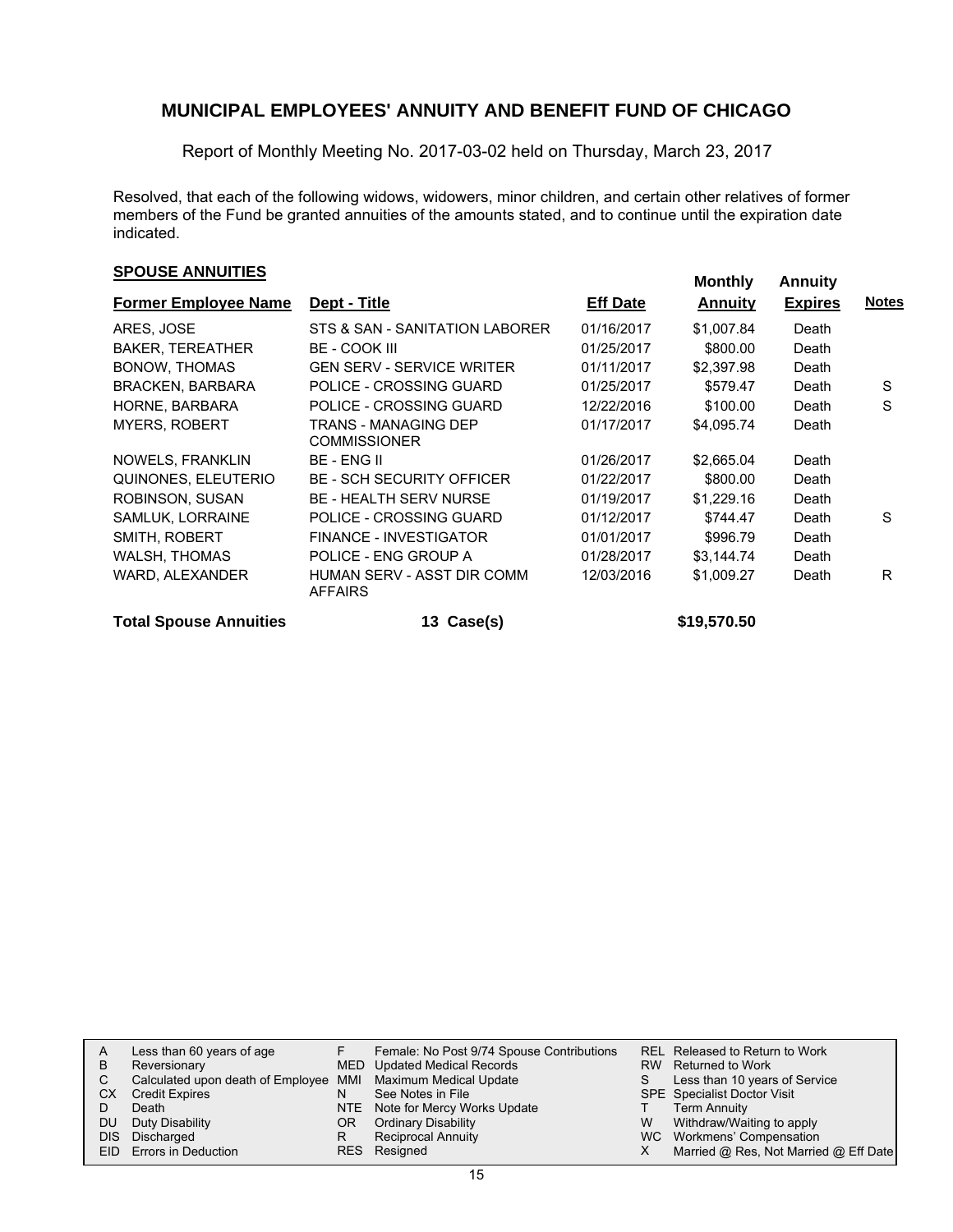# MUNICIPAL EMPLOYEES' ANNUITY AND BENEFIT FUND OF CHICAGO

Report of Monthly Meeting No. 2017-03-02 held on Thursday, March 23, 2017

Resolved, that each of the following widows, widowers, minor children, and certain other relatives of former members of the Fund be granted annuities of the amounts stated, and to continue until the expiration date indicated.

## SPOUSE ANNUITIES

| Former Employee Name | Dept - Title | Eff Date | Monthly Annuity | Annuity Expires | Notes |
|---|---|---|---|---|---|
| ARES, JOSE | STS & SAN - SANITATION LABORER | 01/16/2017 | $1,007.84 | Death | |
| BAKER, TEREATHER | BE - COOK III | 01/25/2017 | $800.00 | Death | |
| BONOW, THOMAS | GEN SERV - SERVICE WRITER | 01/11/2017 | $2,397.98 | Death | |
| BRACKEN, BARBARA | POLICE - CROSSING GUARD | 01/25/2017 | $579.47 | Death | S |
| HORNE, BARBARA | POLICE - CROSSING GUARD | 12/22/2016 | $100.00 | Death | S |
| MYERS, ROBERT | TRANS - MANAGING DEP COMMISSIONER | 01/17/2017 | $4,095.74 | Death | |
| NOWELS, FRANKLIN | BE - ENG II | 01/26/2017 | $2,665.04 | Death | |
| QUINONES, ELEUTERIO | BE - SCH SECURITY OFFICER | 01/22/2017 | $800.00 | Death | |
| ROBINSON, SUSAN | BE - HEALTH SERV NURSE | 01/19/2017 | $1,229.16 | Death | |
| SAMLUK, LORRAINE | POLICE - CROSSING GUARD | 01/12/2017 | $744.47 | Death | S |
| SMITH, ROBERT | FINANCE - INVESTIGATOR | 01/01/2017 | $996.79 | Death | |
| WALSH, THOMAS | POLICE - ENG GROUP A | 01/28/2017 | $3,144.74 | Death | |
| WARD, ALEXANDER | HUMAN SERV - ASST DIR COMM AFFAIRS | 12/03/2016 | $1,009.27 | Death | R |
| **Total Spouse Annuities** | **13 Case(s)** | | **$19,570.50** | | |

| | | | | | |
|---|---|---|---|---|---|
| A | Less than 60 years of age | F | Female: No Post 9/74 Spouse Contributions | REL | Released to Return to Work |
| B | Reversionary | MED | Updated Medical Records | RW | Returned to Work |
| C | Calculated upon death of Employee | MMI | Maximum Medical Update | S | Less than 10 years of Service |
| CX | Credit Expires | N | See Notes in File | SPE | Specialist Doctor Visit |
| D | Death | NTE | Note for Mercy Works Update | T | Term Annuity |
| DU | Duty Disability | OR | Ordinary Disability | W | Withdraw/Waiting to apply |
| DIS | Discharged | R | Reciprocal Annuity | WC | Workmens' Compensation |
| EID | Errors in Deduction | RES | Resigned | X | Married @ Res, Not Married @ Eff Date |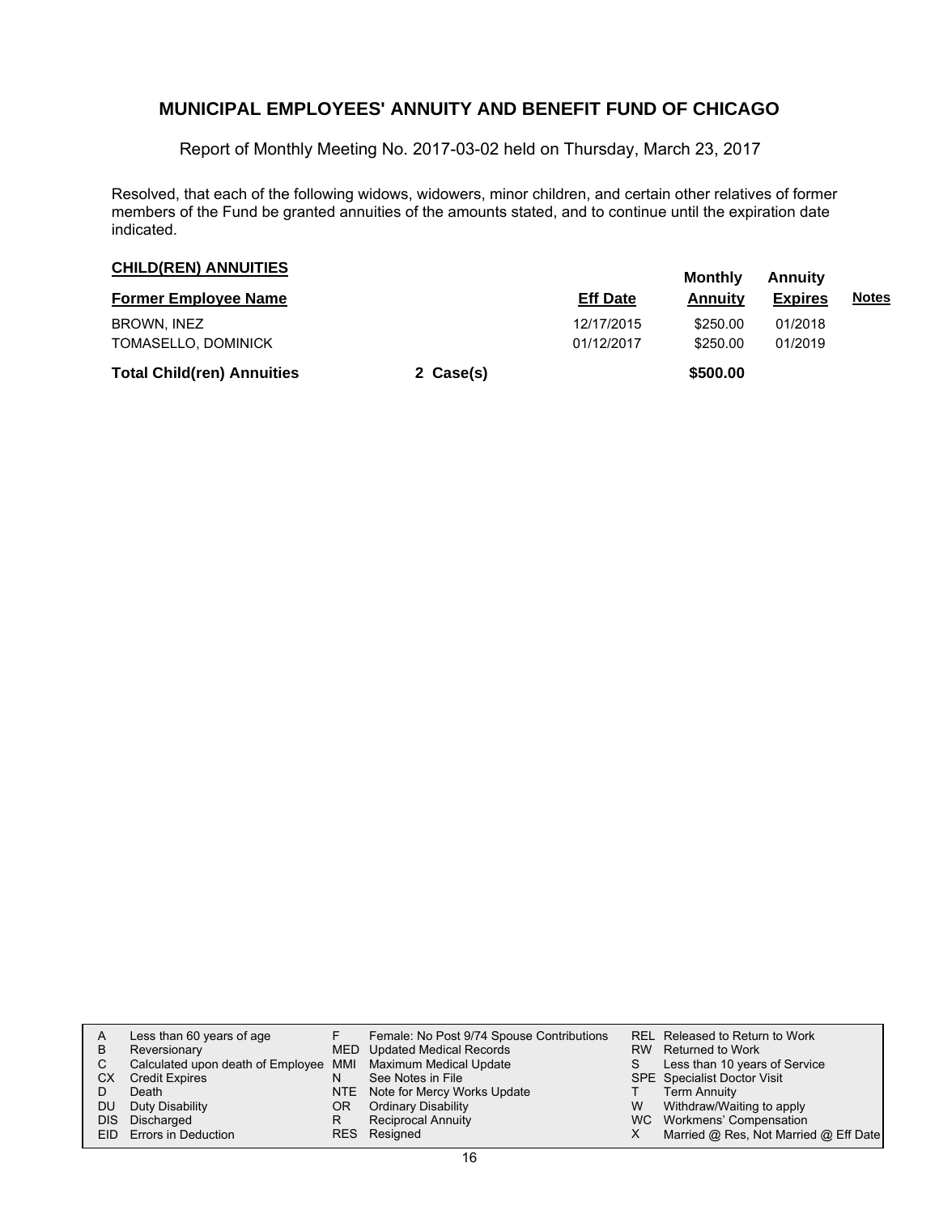# MUNICIPAL EMPLOYEES' ANNUITY AND BENEFIT FUND OF CHICAGO

Report of Monthly Meeting No. 2017-03-02 held on Thursday, March 23, 2017

Resolved, that each of the following widows, widowers, minor children, and certain other relatives of former members of the Fund be granted annuities of the amounts stated, and to continue until the expiration date indicated.

## CHILD(REN) ANNUITIES

| Former Employee Name | | Eff Date | Monthly Annuity | Annuity Expires | Notes |
|---|---|---|---|---|---|
| BROWN, INEZ | | 12/17/2015 | $250.00 | 01/2018 | |
| TOMASELLO, DOMINICK | | 01/12/2017 | $250.00 | 01/2019 | |
| **Total Child(ren) Annuities** | **2 Case(s)** | | **$500.00** | | |

| | | | | | |
|---|---|---|---|---|---|
| A | Less than 60 years of age | F | Female: No Post 9/74 Spouse Contributions | REL | Released to Return to Work |
| B | Reversionary | MED | Updated Medical Records | RW | Returned to Work |
| C | Calculated upon death of Employee | MMI | Maximum Medical Update | S | Less than 10 years of Service |
| CX | Credit Expires | N | See Notes in File | SPE | Specialist Doctor Visit |
| D | Death | NTE | Note for Mercy Works Update | T | Term Annuity |
| DU | Duty Disability | OR | Ordinary Disability | W | Withdraw/Waiting to apply |
| DIS | Discharged | R | Reciprocal Annuity | WC | Workmens' Compensation |
| EID | Errors in Deduction | RES | Resigned | X | Married @ Res, Not Married @ Eff Date |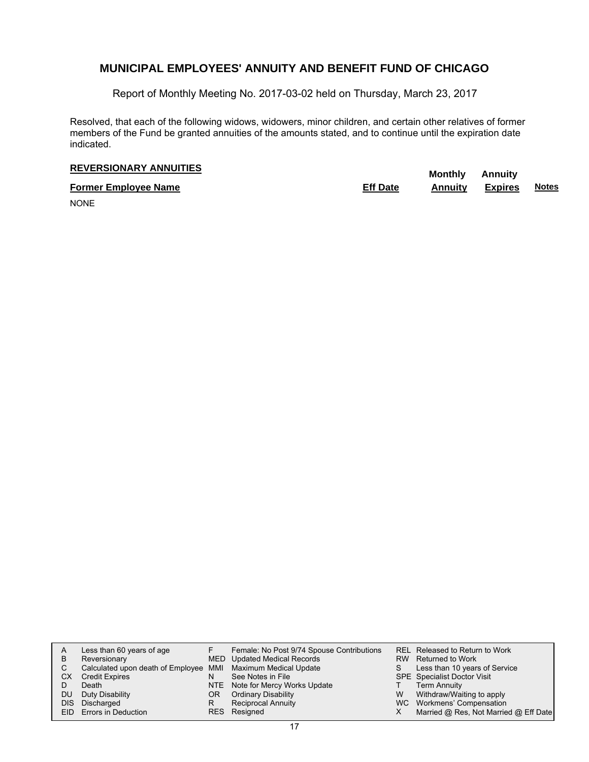## MUNICIPAL EMPLOYEES' ANNUITY AND BENEFIT FUND OF CHICAGO

Report of Monthly Meeting No. 2017-03-02 held on Thursday, March 23, 2017

Resolved, that each of the following widows, widowers, minor children, and certain other relatives of former members of the Fund be granted annuities of the amounts stated, and to continue until the expiration date indicated.

**REVERSIONARY ANNUITIES**

| Former Employee Name | Eff Date | Monthly Annuity | Annuity Expires | Notes |
|---|---|---|---|---|
| NONE | | | | |

| | | | | | |
|---|---|---|---|---|---|
| A | Less than 60 years of age | F | Female: No Post 9/74 Spouse Contributions | REL | Released to Return to Work |
| B | Reversionary | MED | Updated Medical Records | RW | Returned to Work |
| C | Calculated upon death of Employee | MMI | Maximum Medical Update | S | Less than 10 years of Service |
| CX | Credit Expires | N | See Notes in File | SPE | Specialist Doctor Visit |
| D | Death | NTE | Note for Mercy Works Update | T | Term Annuity |
| DU | Duty Disability | OR | Ordinary Disability | W | Withdraw/Waiting to apply |
| DIS | Discharged | R | Reciprocal Annuity | WC | Workmens' Compensation |
| EID | Errors in Deduction | RES | Resigned | X | Married @ Res, Not Married @ Eff Date |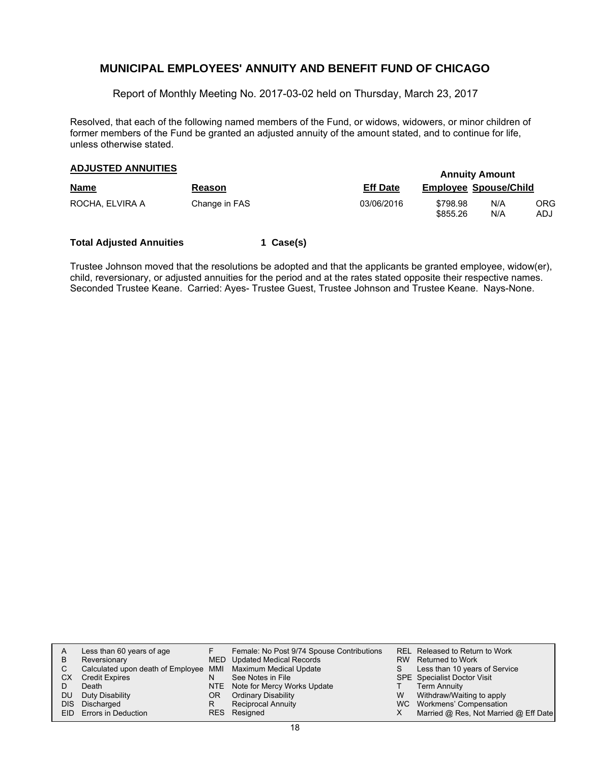# MUNICIPAL EMPLOYEES' ANNUITY AND BENEFIT FUND OF CHICAGO

Report of Monthly Meeting No. 2017-03-02 held on Thursday, March 23, 2017

Resolved, that each of the following named members of the Fund, or widows, widowers, or minor children of former members of the Fund be granted an adjusted annuity of the amount stated, and to continue for life, unless otherwise stated.

## ADJUSTED ANNUITIES

| Name | Reason | Eff Date | Annuity Amount Employee | Spouse/Child | |
|---|---|---|---|---|---|
| ROCHA, ELVIRA A | Change in FAS | 03/06/2016 | \$798.98 | N/A | ORG |
| | | | \$855.26 | N/A | ADJ |

**Total Adjusted Annuities** **1 Case(s)**

Trustee Johnson moved that the resolutions be adopted and that the applicants be granted employee, widow(er), child, reversionary, or adjusted annuities for the period and at the rates stated opposite their respective names. Seconded Trustee Keane. Carried: Ayes- Trustee Guest, Trustee Johnson and Trustee Keane. Nays-None.

| | | | | | |
|---|---|---|---|---|---|
| A | Less than 60 years of age | F | Female: No Post 9/74 Spouse Contributions | REL | Released to Return to Work |
| B | Reversionary | MED | Updated Medical Records | RW | Returned to Work |
| C | Calculated upon death of Employee | MMI | Maximum Medical Update | S | Less than 10 years of Service |
| CX | Credit Expires | N | See Notes in File | SPE | Specialist Doctor Visit |
| D | Death | NTE | Note for Mercy Works Update | T | Term Annuity |
| DU | Duty Disability | OR | Ordinary Disability | W | Withdraw/Waiting to apply |
| DIS | Discharged | R | Reciprocal Annuity | WC | Workmens' Compensation |
| EID | Errors in Deduction | RES | Resigned | X | Married @ Res, Not Married @ Eff Date |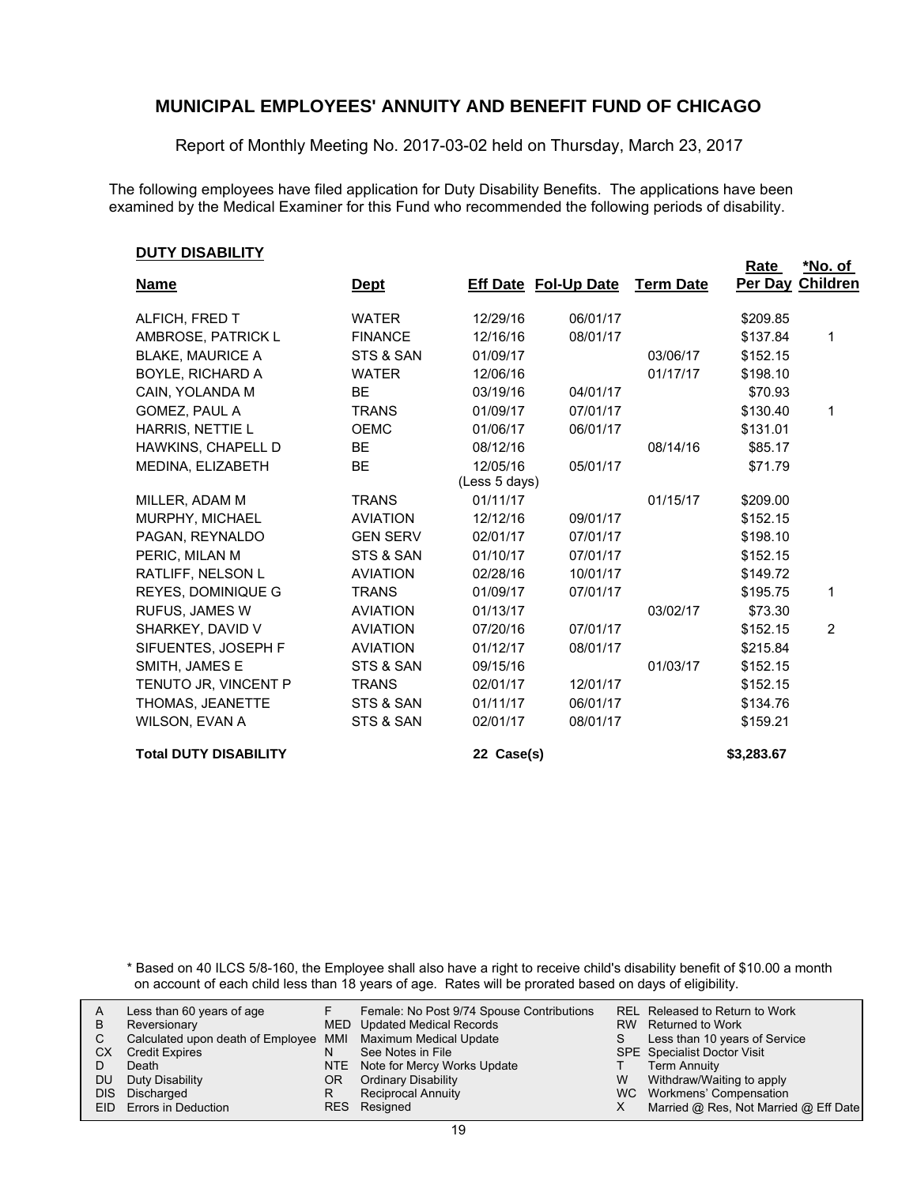# MUNICIPAL EMPLOYEES' ANNUITY AND BENEFIT FUND OF CHICAGO

Report of Monthly Meeting No. 2017-03-02 held on Thursday, March 23, 2017

The following employees have filed application for Duty Disability Benefits. The applications have been examined by the Medical Examiner for this Fund who recommended the following periods of disability.

**DUTY DISABILITY**

| Name | Dept | Eff Date | Fol-Up Date | Term Date | Rate Per Day | *No. of Children |
|---|---|---|---|---|---|---|
| ALFICH, FRED T | WATER | 12/29/16 | 06/01/17 | | $209.85 | |
| AMBROSE, PATRICK L | FINANCE | 12/16/16 | 08/01/17 | | $137.84 | 1 |
| BLAKE, MAURICE A | STS & SAN | 01/09/17 | | 03/06/17 | $152.15 | |
| BOYLE, RICHARD A | WATER | 12/06/16 | | 01/17/17 | $198.10 | |
| CAIN, YOLANDA M | BE | 03/19/16 | 04/01/17 | | $70.93 | |
| GOMEZ, PAUL A | TRANS | 01/09/17 | 07/01/17 | | $130.40 | 1 |
| HARRIS, NETTIE L | OEMC | 01/06/17 | 06/01/17 | | $131.01 | |
| HAWKINS, CHAPELL D | BE | 08/12/16 | | 08/14/16 | $85.17 | |
| MEDINA, ELIZABETH | BE | 12/05/16 (Less 5 days) | 05/01/17 | | $71.79 | |
| MILLER, ADAM M | TRANS | 01/11/17 | | 01/15/17 | $209.00 | |
| MURPHY, MICHAEL | AVIATION | 12/12/16 | 09/01/17 | | $152.15 | |
| PAGAN, REYNALDO | GEN SERV | 02/01/17 | 07/01/17 | | $198.10 | |
| PERIC, MILAN M | STS & SAN | 01/10/17 | 07/01/17 | | $152.15 | |
| RATLIFF, NELSON L | AVIATION | 02/28/16 | 10/01/17 | | $149.72 | |
| REYES, DOMINIQUE G | TRANS | 01/09/17 | 07/01/17 | | $195.75 | 1 |
| RUFUS, JAMES W | AVIATION | 01/13/17 | | 03/02/17 | $73.30 | |
| SHARKEY, DAVID V | AVIATION | 07/20/16 | 07/01/17 | | $152.15 | 2 |
| SIFUENTES, JOSEPH F | AVIATION | 01/12/17 | 08/01/17 | | $215.84 | |
| SMITH, JAMES E | STS & SAN | 09/15/16 | | 01/03/17 | $152.15 | |
| TENUTO JR, VINCENT P | TRANS | 02/01/17 | 12/01/17 | | $152.15 | |
| THOMAS, JEANETTE | STS & SAN | 01/11/17 | 06/01/17 | | $134.76 | |
| WILSON, EVAN A | STS & SAN | 02/01/17 | 08/01/17 | | $159.21 | |
| **Total DUTY DISABILITY** | | **22 Case(s)** | | | **$3,283.67** | |

\* Based on 40 ILCS 5/8-160, the Employee shall also have a right to receive child's disability benefit of $10.00 a month on account of each child less than 18 years of age. Rates will be prorated based on days of eligibility.

| | | | | | |
|---|---|---|---|---|---|
| A | Less than 60 years of age | F | Female: No Post 9/74 Spouse Contributions | REL | Released to Return to Work |
| B | Reversionary | MED | Updated Medical Records | RW | Returned to Work |
| C | Calculated upon death of Employee | MMI | Maximum Medical Update | S | Less than 10 years of Service |
| CX | Credit Expires | N | See Notes in File | SPE | Specialist Doctor Visit |
| D | Death | NTE | Note for Mercy Works Update | T | Term Annuity |
| DU | Duty Disability | OR | Ordinary Disability | W | Withdraw/Waiting to apply |
| DIS | Discharged | R | Reciprocal Annuity | WC | Workmens' Compensation |
| EID | Errors in Deduction | RES | Resigned | X | Married @ Res, Not Married @ Eff Date |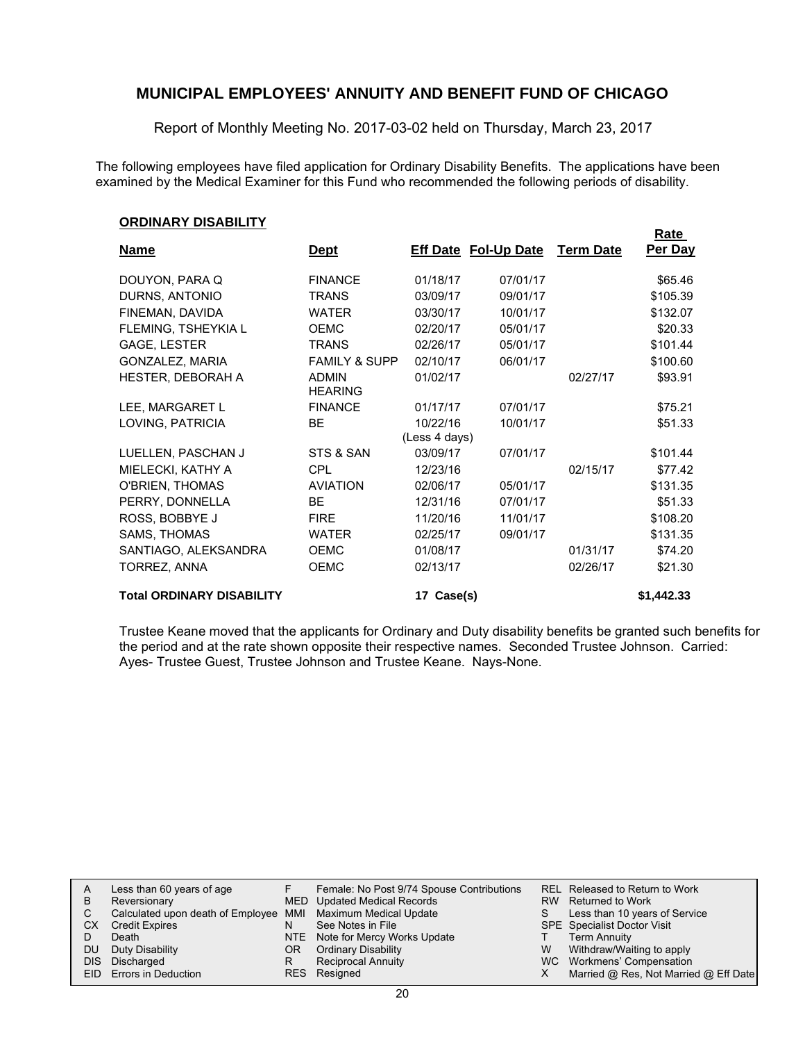# MUNICIPAL EMPLOYEES' ANNUITY AND BENEFIT FUND OF CHICAGO

Report of Monthly Meeting No. 2017-03-02 held on Thursday, March 23, 2017

The following employees have filed application for Ordinary Disability Benefits. The applications have been examined by the Medical Examiner for this Fund who recommended the following periods of disability.

**ORDINARY DISABILITY**

| Name | Dept | Eff Date | Fol-Up Date | Term Date | Rate Per Day |
|---|---|---|---|---|---|
| DOUYON, PARA Q | FINANCE | 01/18/17 | 07/01/17 | | $65.46 |
| DURNS, ANTONIO | TRANS | 03/09/17 | 09/01/17 | | $105.39 |
| FINEMAN, DAVIDA | WATER | 03/30/17 | 10/01/17 | | $132.07 |
| FLEMING, TSHEYIKA L | OEMC | 02/20/17 | 05/01/17 | | $20.33 |
| GAGE, LESTER | TRANS | 02/26/17 | 05/01/17 | | $101.44 |
| GONZALEZ, MARIA | FAMILY & SUPP | 02/10/17 | 06/01/17 | | $100.60 |
| HESTER, DEBORAH A | ADMIN HEARING | 01/02/17 | | 02/27/17 | $93.91 |
| LEE, MARGARET L | FINANCE | 01/17/17 | 07/01/17 | | $75.21 |
| LOVING, PATRICIA | BE | 10/22/16 (Less 4 days) | 10/01/17 | | $51.33 |
| LUELLEN, PASCHAN J | STS & SAN | 03/09/17 | 07/01/17 | | $101.44 |
| MIELECKI, KATHY A | CPL | 12/23/16 | | 02/15/17 | $77.42 |
| O'BRIEN, THOMAS | AVIATION | 02/06/17 | 05/01/17 | | $131.35 |
| PERRY, DONNELLA | BE | 12/31/16 | 07/01/17 | | $51.33 |
| ROSS, BOBBYE J | FIRE | 11/20/16 | 11/01/17 | | $108.20 |
| SAMS, THOMAS | WATER | 02/25/17 | 09/01/17 | | $131.35 |
| SANTIAGO, ALEKSANDRA | OEMC | 01/08/17 | | 01/31/17 | $74.20 |
| TORREZ, ANNA | OEMC | 02/13/17 | | 02/26/17 | $21.30 |
| **Total ORDINARY DISABILITY** | | **17 Case(s)** | | | **$1,442.33** |

Trustee Keane moved that the applicants for Ordinary and Duty disability benefits be granted such benefits for the period and at the rate shown opposite their respective names. Seconded Trustee Johnson. Carried: Ayes- Trustee Guest, Trustee Johnson and Trustee Keane. Nays-None.

| | | | | | |
|---|---|---|---|---|---|
| A | Less than 60 years of age | F | Female: No Post 9/74 Spouse Contributions | REL | Released to Return to Work |
| B | Reversionary | MED | Updated Medical Records | RW | Returned to Work |
| C | Calculated upon death of Employee | MMI | Maximum Medical Update | S | Less than 10 years of Service |
| CX | Credit Expires | N | See Notes in File | SPE | Specialist Doctor Visit |
| D | Death | NTE | Note for Mercy Works Update | T | Term Annuity |
| DU | Duty Disability | OR | Ordinary Disability | W | Withdraw/Waiting to apply |
| DIS | Discharged | R | Reciprocal Annuity | WC | Workmens' Compensation |
| EID | Errors in Deduction | RES | Resigned | X | Married @ Res, Not Married @ Eff Date |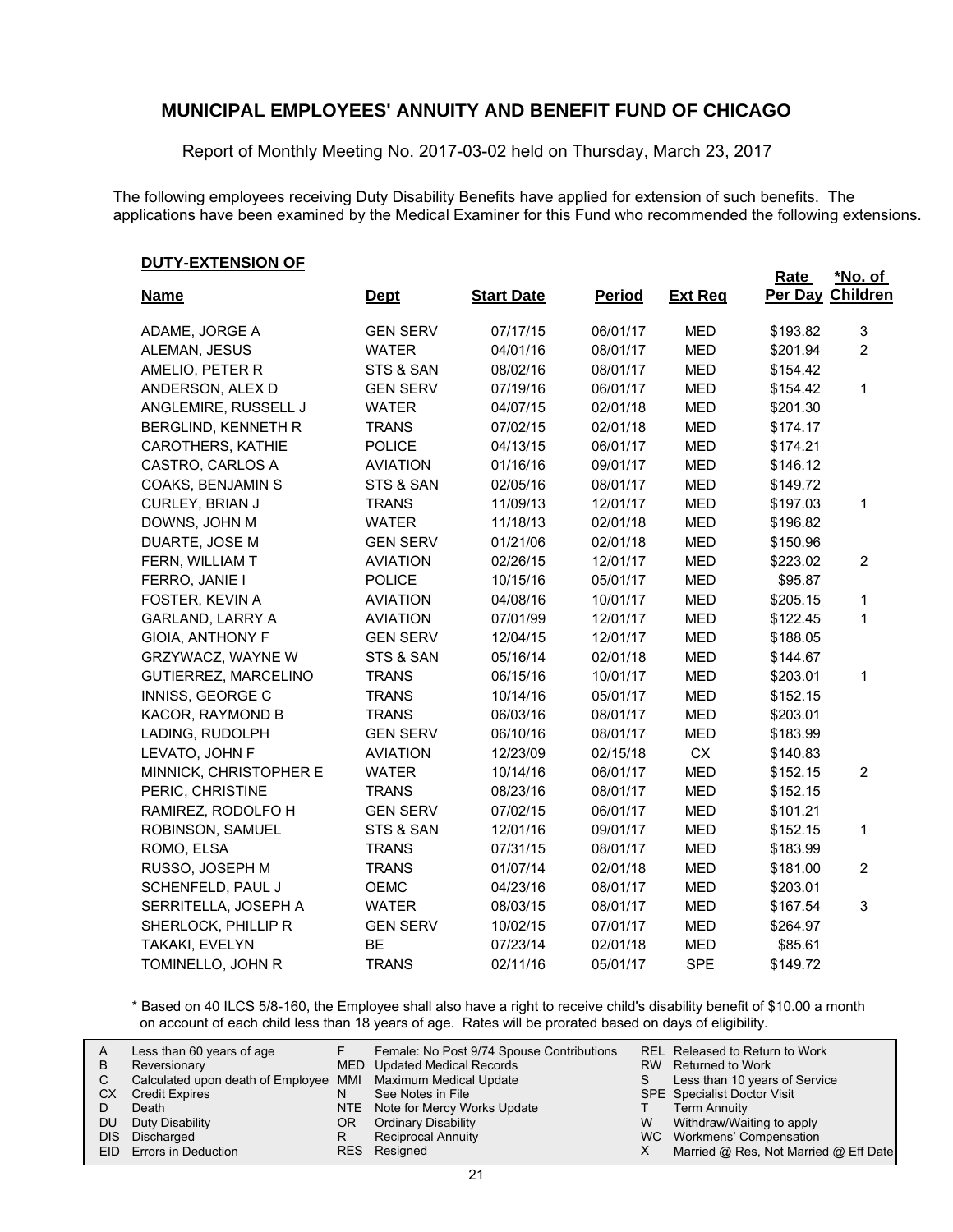# MUNICIPAL EMPLOYEES' ANNUITY AND BENEFIT FUND OF CHICAGO

Report of Monthly Meeting No. 2017-03-02 held on Thursday, March 23, 2017

The following employees receiving Duty Disability Benefits have applied for extension of such benefits. The applications have been examined by the Medical Examiner for this Fund who recommended the following extensions.

**DUTY-EXTENSION OF**

| Name | Dept | Start Date | Period | Ext Req | Rate Per Day | *No. of Children |
|---|---|---|---|---|---|---|
| ADAME, JORGE A | GEN SERV | 07/17/15 | 06/01/17 | MED | $193.82 | 3 |
| ALEMAN, JESUS | WATER | 04/01/16 | 08/01/17 | MED | $201.94 | 2 |
| AMELIO, PETER R | STS & SAN | 08/02/16 | 08/01/17 | MED | $154.42 | |
| ANDERSON, ALEX D | GEN SERV | 07/19/16 | 06/01/17 | MED | $154.42 | 1 |
| ANGLEMIRE, RUSSELL J | WATER | 04/07/15 | 02/01/18 | MED | $201.30 | |
| BERGLIND, KENNETH R | TRANS | 07/02/15 | 02/01/18 | MED | $174.17 | |
| CAROTHERS, KATHIE | POLICE | 04/13/15 | 06/01/17 | MED | $174.21 | |
| CASTRO, CARLOS A | AVIATION | 01/16/16 | 09/01/17 | MED | $146.12 | |
| COAKS, BENJAMIN S | STS & SAN | 02/05/16 | 08/01/17 | MED | $149.72 | |
| CURLEY, BRIAN J | TRANS | 11/09/13 | 12/01/17 | MED | $197.03 | 1 |
| DOWNS, JOHN M | WATER | 11/18/13 | 02/01/18 | MED | $196.82 | |
| DUARTE, JOSE M | GEN SERV | 01/21/06 | 02/01/18 | MED | $150.96 | |
| FERN, WILLIAM T | AVIATION | 02/26/15 | 12/01/17 | MED | $223.02 | 2 |
| FERRO, JANIE I | POLICE | 10/15/16 | 05/01/17 | MED | $95.87 | |
| FOSTER, KEVIN A | AVIATION | 04/08/16 | 10/01/17 | MED | $205.15 | 1 |
| GARLAND, LARRY A | AVIATION | 07/01/99 | 12/01/17 | MED | $122.45 | 1 |
| GIOIA, ANTHONY F | GEN SERV | 12/04/15 | 12/01/17 | MED | $188.05 | |
| GRZYWACZ, WAYNE W | STS & SAN | 05/16/14 | 02/01/18 | MED | $144.67 | |
| GUTIERREZ, MARCELINO | TRANS | 06/15/16 | 10/01/17 | MED | $203.01 | 1 |
| INNISS, GEORGE C | TRANS | 10/14/16 | 05/01/17 | MED | $152.15 | |
| KACOR, RAYMOND B | TRANS | 06/03/16 | 08/01/17 | MED | $203.01 | |
| LADING, RUDOLPH | GEN SERV | 06/10/16 | 08/01/17 | MED | $183.99 | |
| LEVATO, JOHN F | AVIATION | 12/23/09 | 02/15/18 | CX | $140.83 | |
| MINNICK, CHRISTOPHER E | WATER | 10/14/16 | 06/01/17 | MED | $152.15 | 2 |
| PERIC, CHRISTINE | TRANS | 08/23/16 | 08/01/17 | MED | $152.15 | |
| RAMIREZ, RODOLFO H | GEN SERV | 07/02/15 | 06/01/17 | MED | $101.21 | |
| ROBINSON, SAMUEL | STS & SAN | 12/01/16 | 09/01/17 | MED | $152.15 | 1 |
| ROMO, ELSA | TRANS | 07/31/15 | 08/01/17 | MED | $183.99 | |
| RUSSO, JOSEPH M | TRANS | 01/07/14 | 02/01/18 | MED | $181.00 | 2 |
| SCHENFELD, PAUL J | OEMC | 04/23/16 | 08/01/17 | MED | $203.01 | |
| SERRITELLA, JOSEPH A | WATER | 08/03/15 | 08/01/17 | MED | $167.54 | 3 |
| SHERLOCK, PHILLIP R | GEN SERV | 10/02/15 | 07/01/17 | MED | $264.97 | |
| TAKAKI, EVELYN | BE | 07/23/14 | 02/01/18 | MED | $85.61 | |
| TOMINELLO, JOHN R | TRANS | 02/11/16 | 05/01/17 | SPE | $149.72 | |

\* Based on 40 ILCS 5/8-160, the Employee shall also have a right to receive child's disability benefit of $10.00 a month on account of each child less than 18 years of age. Rates will be prorated based on days of eligibility.

| | | | | | |
|---|---|---|---|---|---|
| A | Less than 60 years of age | F | Female: No Post 9/74 Spouse Contributions | REL | Released to Return to Work |
| B | Reversionary | MED | Updated Medical Records | RW | Returned to Work |
| C | Calculated upon death of Employee | MMI | Maximum Medical Update | S | Less than 10 years of Service |
| CX | Credit Expires | N | See Notes in File | SPE | Specialist Doctor Visit |
| D | Death | NTE | Note for Mercy Works Update | T | Term Annuity |
| DU | Duty Disability | OR | Ordinary Disability | W | Withdraw/Waiting to apply |
| DIS | Discharged | R | Reciprocal Annuity | WC | Workmens' Compensation |
| EID | Errors in Deduction | RES | Resigned | X | Married @ Res, Not Married @ Eff Date |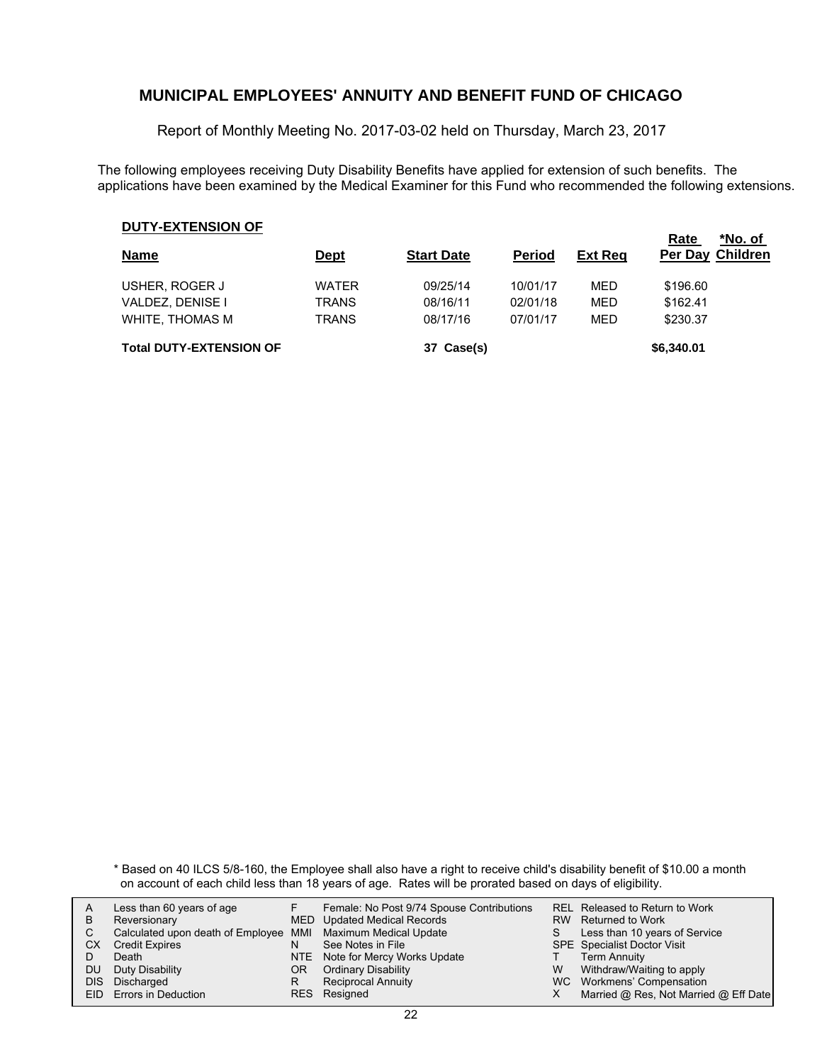# MUNICIPAL EMPLOYEES' ANNUITY AND BENEFIT FUND OF CHICAGO

Report of Monthly Meeting No. 2017-03-02 held on Thursday, March 23, 2017

The following employees receiving Duty Disability Benefits have applied for extension of such benefits. The applications have been examined by the Medical Examiner for this Fund who recommended the following extensions.

**DUTY-EXTENSION OF**

| Name | Dept | Start Date | Period | Ext Req | Rate Per Day | *No. of Children |
|---|---|---|---|---|---|---|
| USHER, ROGER J | WATER | 09/25/14 | 10/01/17 | MED | $196.60 | |
| VALDEZ, DENISE I | TRANS | 08/16/11 | 02/01/18 | MED | $162.41 | |
| WHITE, THOMAS M | TRANS | 08/17/16 | 07/01/17 | MED | $230.37 | |
| **Total DUTY-EXTENSION OF** | | **37 Case(s)** | | | **$6,340.01** | |

\* Based on 40 ILCS 5/8-160, the Employee shall also have a right to receive child's disability benefit of $10.00 a month on account of each child less than 18 years of age. Rates will be prorated based on days of eligibility.

| | | | | | |
|---|---|---|---|---|---|
| A | Less than 60 years of age | F | Female: No Post 9/74 Spouse Contributions | REL | Released to Return to Work |
| B | Reversionary | MED | Updated Medical Records | RW | Returned to Work |
| C | Calculated upon death of Employee | MMI | Maximum Medical Update | S | Less than 10 years of Service |
| CX | Credit Expires | N | See Notes in File | SPE | Specialist Doctor Visit |
| D | Death | NTE | Note for Mercy Works Update | T | Term Annuity |
| DU | Duty Disability | OR | Ordinary Disability | W | Withdraw/Waiting to apply |
| DIS | Discharged | R | Reciprocal Annuity | WC | Workmens' Compensation |
| EID | Errors in Deduction | RES | Resigned | X | Married @ Res, Not Married @ Eff Date |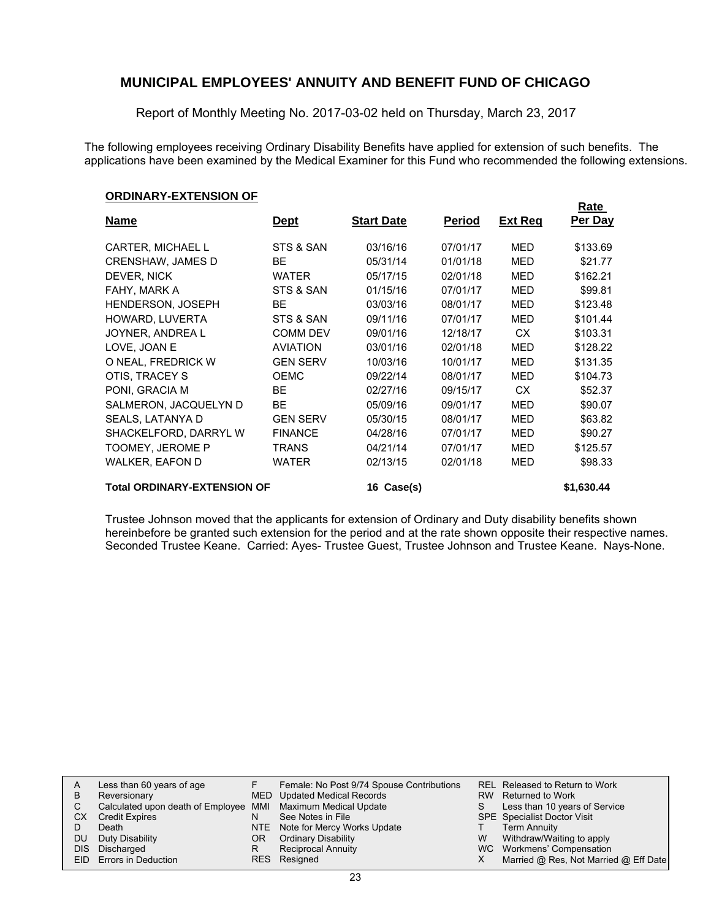# MUNICIPAL EMPLOYEES' ANNUITY AND BENEFIT FUND OF CHICAGO

Report of Monthly Meeting No. 2017-03-02 held on Thursday, March 23, 2017

The following employees receiving Ordinary Disability Benefits have applied for extension of such benefits. The applications have been examined by the Medical Examiner for this Fund who recommended the following extensions.

**ORDINARY-EXTENSION OF**

| Name | Dept | Start Date | Period | Ext Req | Rate Per Day |
|---|---|---|---|---|---|
| CARTER, MICHAEL L | STS & SAN | 03/16/16 | 07/01/17 | MED | $133.69 |
| CRENSHAW, JAMES D | BE | 05/31/14 | 01/01/18 | MED | $21.77 |
| DEVER, NICK | WATER | 05/17/15 | 02/01/18 | MED | $162.21 |
| FAHY, MARK A | STS & SAN | 01/15/16 | 07/01/17 | MED | $99.81 |
| HENDERSON, JOSEPH | BE | 03/03/16 | 08/01/17 | MED | $123.48 |
| HOWARD, LUVERTA | STS & SAN | 09/11/16 | 07/01/17 | MED | $101.44 |
| JOYNER, ANDREA L | COMM DEV | 09/01/16 | 12/18/17 | CX | $103.31 |
| LOVE, JOAN E | AVIATION | 03/01/16 | 02/01/18 | MED | $128.22 |
| O NEAL, FREDRICK W | GEN SERV | 10/03/16 | 10/01/17 | MED | $131.35 |
| OTIS, TRACEY S | OEMC | 09/22/14 | 08/01/17 | MED | $104.73 |
| PONI, GRACIA M | BE | 02/27/16 | 09/15/17 | CX | $52.37 |
| SALMERON, JACQUELYN D | BE | 05/09/16 | 09/01/17 | MED | $90.07 |
| SEALS, LATANYA D | GEN SERV | 05/30/15 | 08/01/17 | MED | $63.82 |
| SHACKELFORD, DARRYL W | FINANCE | 04/28/16 | 07/01/17 | MED | $90.27 |
| TOOMEY, JEROME P | TRANS | 04/21/14 | 07/01/17 | MED | $125.57 |
| WALKER, EAFON D | WATER | 02/13/15 | 02/01/18 | MED | $98.33 |
| **Total ORDINARY-EXTENSION OF** | | **16 Case(s)** | | | **$1,630.44** |

Trustee Johnson moved that the applicants for extension of Ordinary and Duty disability benefits shown hereinbefore be granted such extension for the period and at the rate shown opposite their respective names. Seconded Trustee Keane. Carried: Ayes- Trustee Guest, Trustee Johnson and Trustee Keane. Nays-None.

| | | | | | |
|---|---|---|---|---|---|
| A | Less than 60 years of age | F | Female: No Post 9/74 Spouse Contributions | REL | Released to Return to Work |
| B | Reversionary | MED | Updated Medical Records | RW | Returned to Work |
| C | Calculated upon death of Employee | MMI | Maximum Medical Update | S | Less than 10 years of Service |
| CX | Credit Expires | N | See Notes in File | SPE | Specialist Doctor Visit |
| D | Death | NTE | Note for Mercy Works Update | T | Term Annuity |
| DU | Duty Disability | OR | Ordinary Disability | W | Withdraw/Waiting to apply |
| DIS | Discharged | R | Reciprocal Annuity | WC | Workmens' Compensation |
| EID | Errors in Deduction | RES | Resigned | X | Married @ Res, Not Married @ Eff Date |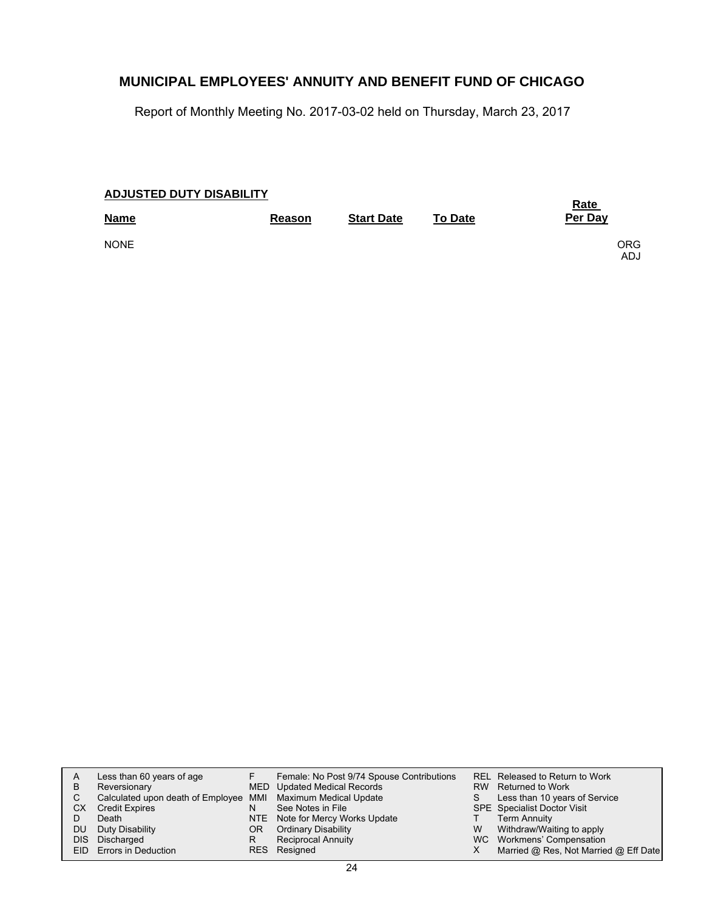# MUNICIPAL EMPLOYEES' ANNUITY AND BENEFIT FUND OF CHICAGO

Report of Monthly Meeting No. 2017-03-02 held on Thursday, March 23, 2017

## ADJUSTED DUTY DISABILITY

| Name | Reason | Start Date | To Date | Rate Per Day |
|---|---|---|---|---|
| NONE | | | | ORG ADJ |

| | | | | | |
|---|---|---|---|---|---|
| A | Less than 60 years of age | F | Female: No Post 9/74 Spouse Contributions | REL | Released to Return to Work |
| B | Reversionary | MED | Updated Medical Records | RW | Returned to Work |
| C | Calculated upon death of Employee | MMI | Maximum Medical Update | S | Less than 10 years of Service |
| CX | Credit Expires | N | See Notes in File | SPE | Specialist Doctor Visit |
| D | Death | NTE | Note for Mercy Works Update | T | Term Annuity |
| DU | Duty Disability | OR | Ordinary Disability | W | Withdraw/Waiting to apply |
| DIS | Discharged | R | Reciprocal Annuity | WC | Workmens' Compensation |
| EID | Errors in Deduction | RES | Resigned | X | Married @ Res, Not Married @ Eff Date |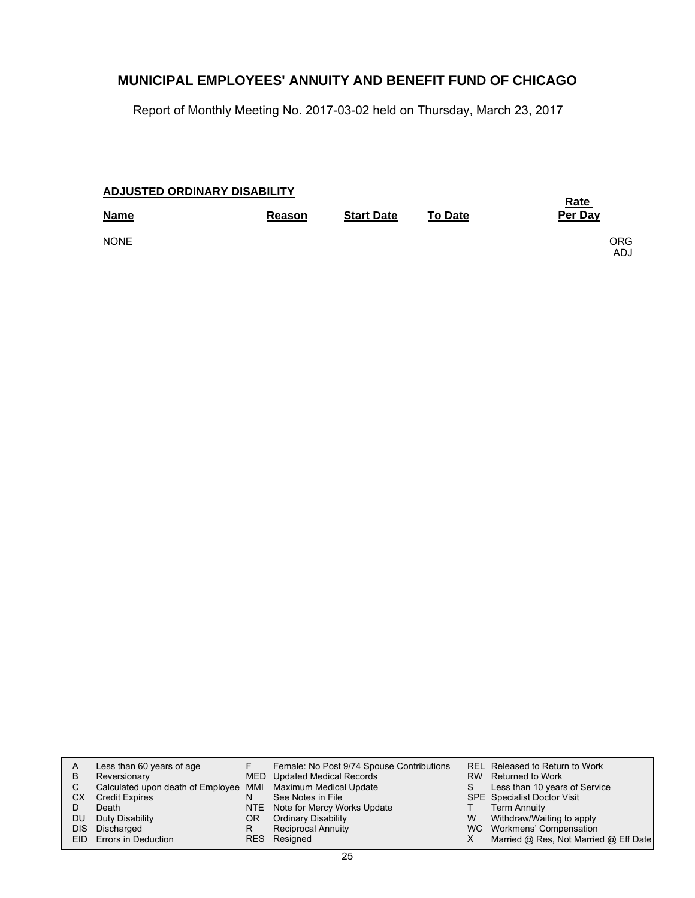# MUNICIPAL EMPLOYEES' ANNUITY AND BENEFIT FUND OF CHICAGO

Report of Monthly Meeting No. 2017-03-02 held on Thursday, March 23, 2017

**ADJUSTED ORDINARY DISABILITY**

| Name | Reason | Start Date | To Date | Rate Per Day | |
|---|---|---|---|---|---|
| NONE | | | | | ORG ADJ |

| | | | | | |
|---|---|---|---|---|---|
| A | Less than 60 years of age | F | Female: No Post 9/74 Spouse Contributions | REL | Released to Return to Work |
| B | Reversionary | MED | Updated Medical Records | RW | Returned to Work |
| C | Calculated upon death of Employee | MMI | Maximum Medical Update | S | Less than 10 years of Service |
| CX | Credit Expires | N | See Notes in File | SPE | Specialist Doctor Visit |
| D | Death | NTE | Note for Mercy Works Update | T | Term Annuity |
| DU | Duty Disability | OR | Ordinary Disability | W | Withdraw/Waiting to apply |
| DIS | Discharged | R | Reciprocal Annuity | WC | Workmens' Compensation |
| EID | Errors in Deduction | RES | Resigned | X | Married @ Res, Not Married @ Eff Date |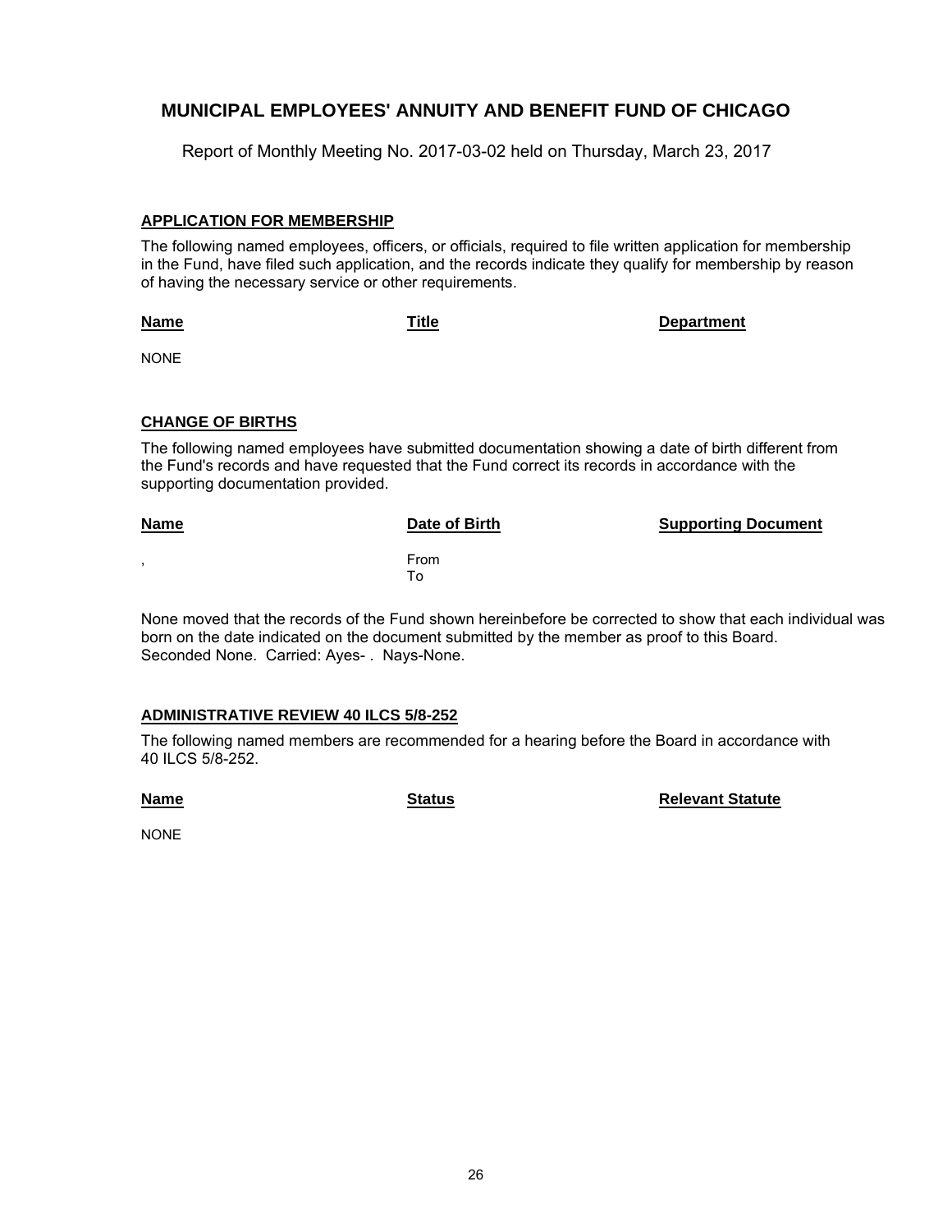# MUNICIPAL EMPLOYEES' ANNUITY AND BENEFIT FUND OF CHICAGO

Report of Monthly Meeting No. 2017-03-02 held on Thursday, March 23, 2017

## APPLICATION FOR MEMBERSHIP

The following named employees, officers, or officials, required to file written application for membership in the Fund, have filed such application, and the records indicate they qualify for membership by reason of having the necessary service or other requirements.

| Name | Title | Department |
|---|---|---|
| NONE | | |

## CHANGE OF BIRTHS

The following named employees have submitted documentation showing a date of birth different from the Fund's records and have requested that the Fund correct its records in accordance with the supporting documentation provided.

| Name | Date of Birth | Supporting Document |
|---|---|---|
| , | From<br>To | |

None moved that the records of the Fund shown hereinbefore be corrected to show that each individual was born on the date indicated on the document submitted by the member as proof to this Board. Seconded None. Carried: Ayes- . Nays-None.

## ADMINISTRATIVE REVIEW 40 ILCS 5/8-252

The following named members are recommended for a hearing before the Board in accordance with 40 ILCS 5/8-252.

| Name | Status | Relevant Statute |
|---|---|---|
| NONE | | |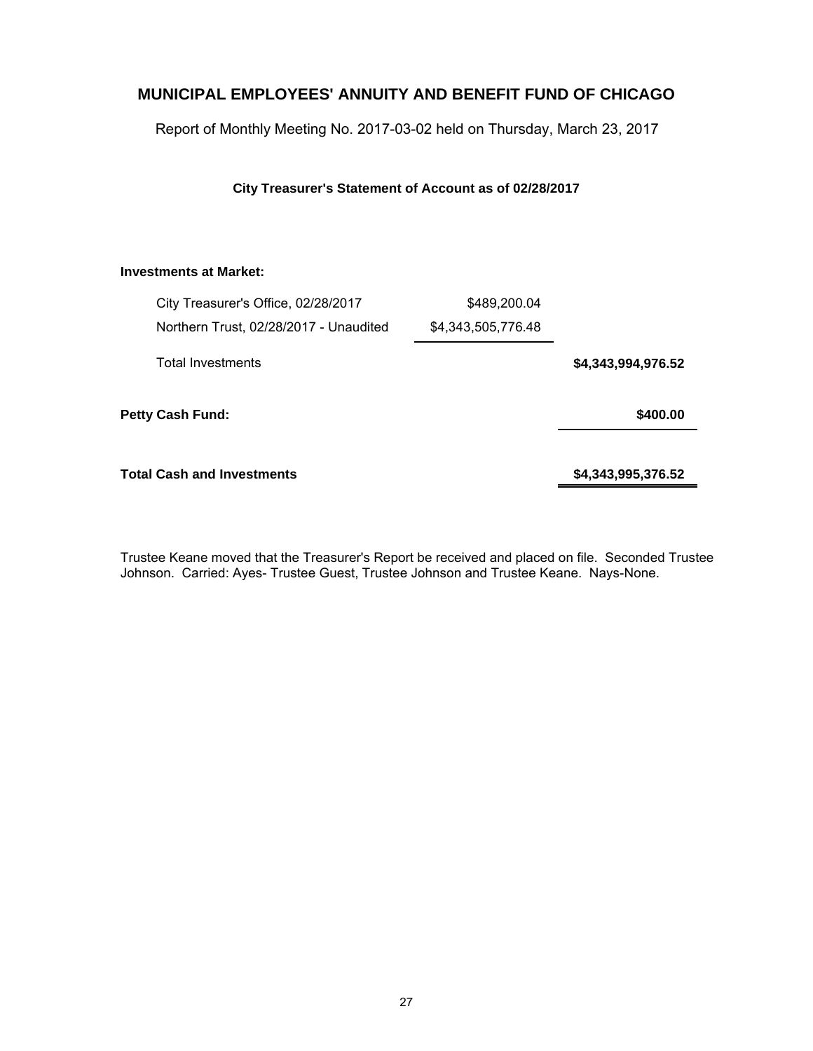# MUNICIPAL EMPLOYEES' ANNUITY AND BENEFIT FUND OF CHICAGO

Report of Monthly Meeting No. 2017-03-02 held on Thursday, March 23, 2017

**City Treasurer's Statement of Account as of 02/28/2017**

| | | |
|---|---|---|
| **Investments at Market:** | | |
| City Treasurer's Office, 02/28/2017 | $489,200.04 | |
| Northern Trust, 02/28/2017 - Unaudited | $4,343,505,776.48 | |
| Total Investments | | **$4,343,994,976.52** |
| **Petty Cash Fund:** | | **$400.00** |
| **Total Cash and Investments** | | **$4,343,995,376.52** |

Trustee Keane moved that the Treasurer's Report be received and placed on file. Seconded Trustee Johnson. Carried: Ayes- Trustee Guest, Trustee Johnson and Trustee Keane. Nays-None.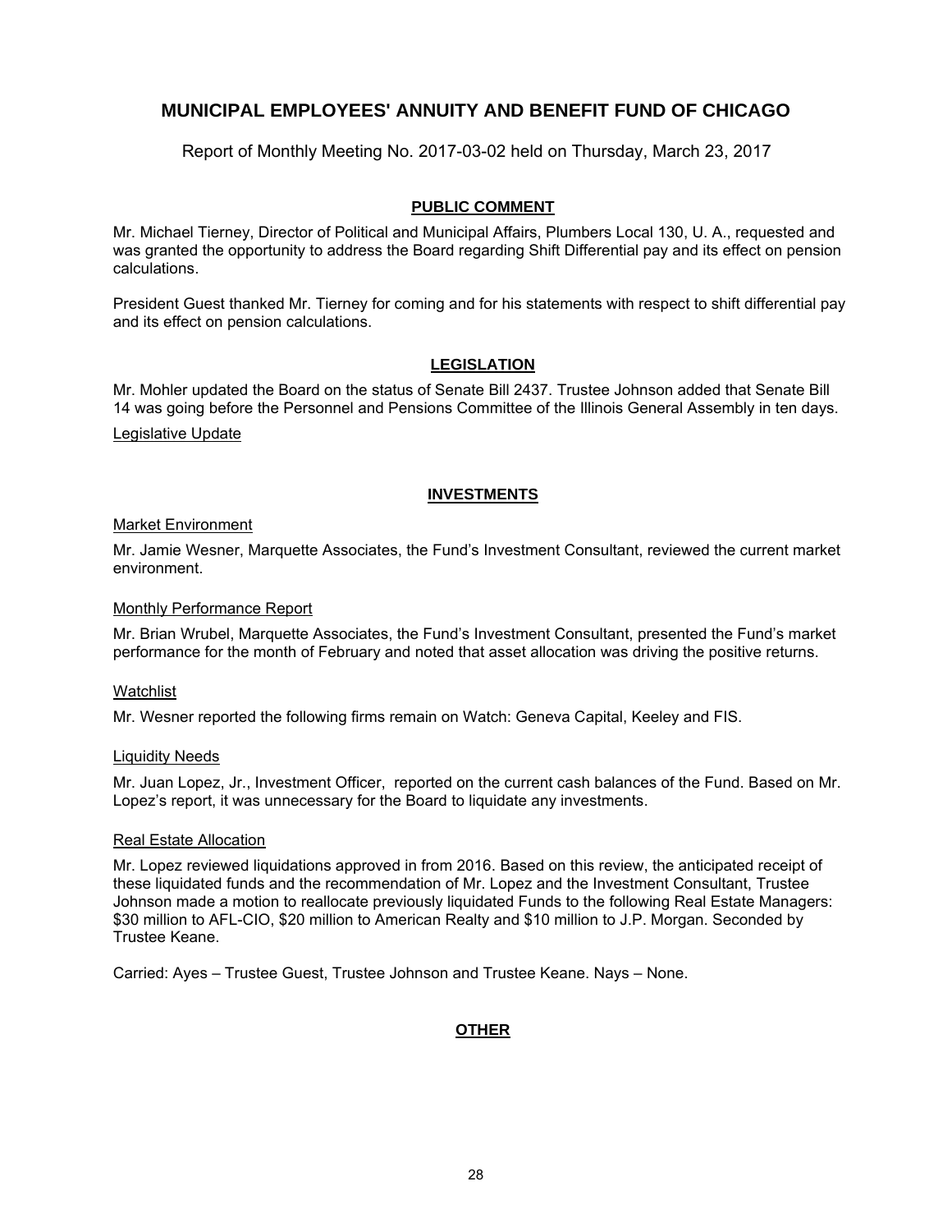# MUNICIPAL EMPLOYEES' ANNUITY AND BENEFIT FUND OF CHICAGO

Report of Monthly Meeting No. 2017-03-02 held on Thursday, March 23, 2017

## PUBLIC COMMENT

Mr. Michael Tierney, Director of Political and Municipal Affairs, Plumbers Local 130, U. A., requested and was granted the opportunity to address the Board regarding Shift Differential pay and its effect on pension calculations.

President Guest thanked Mr. Tierney for coming and for his statements with respect to shift differential pay and its effect on pension calculations.

## LEGISLATION

Mr. Mohler updated the Board on the status of Senate Bill 2437. Trustee Johnson added that Senate Bill 14 was going before the Personnel and Pensions Committee of the Illinois General Assembly in ten days.

Legislative Update

## INVESTMENTS

### Market Environment

Mr. Jamie Wesner, Marquette Associates, the Fund's Investment Consultant, reviewed the current market environment.

### Monthly Performance Report

Mr. Brian Wrubel, Marquette Associates, the Fund's Investment Consultant, presented the Fund's market performance for the month of February and noted that asset allocation was driving the positive returns.

### Watchlist

Mr. Wesner reported the following firms remain on Watch: Geneva Capital, Keeley and FIS.

### Liquidity Needs

Mr. Juan Lopez, Jr., Investment Officer, reported on the current cash balances of the Fund. Based on Mr. Lopez's report, it was unnecessary for the Board to liquidate any investments.

### Real Estate Allocation

Mr. Lopez reviewed liquidations approved in from 2016. Based on this review, the anticipated receipt of these liquidated funds and the recommendation of Mr. Lopez and the Investment Consultant, Trustee Johnson made a motion to reallocate previously liquidated Funds to the following Real Estate Managers: $30 million to AFL-CIO, $20 million to American Realty and $10 million to J.P. Morgan. Seconded by Trustee Keane.

Carried: Ayes – Trustee Guest, Trustee Johnson and Trustee Keane. Nays – None.

## OTHER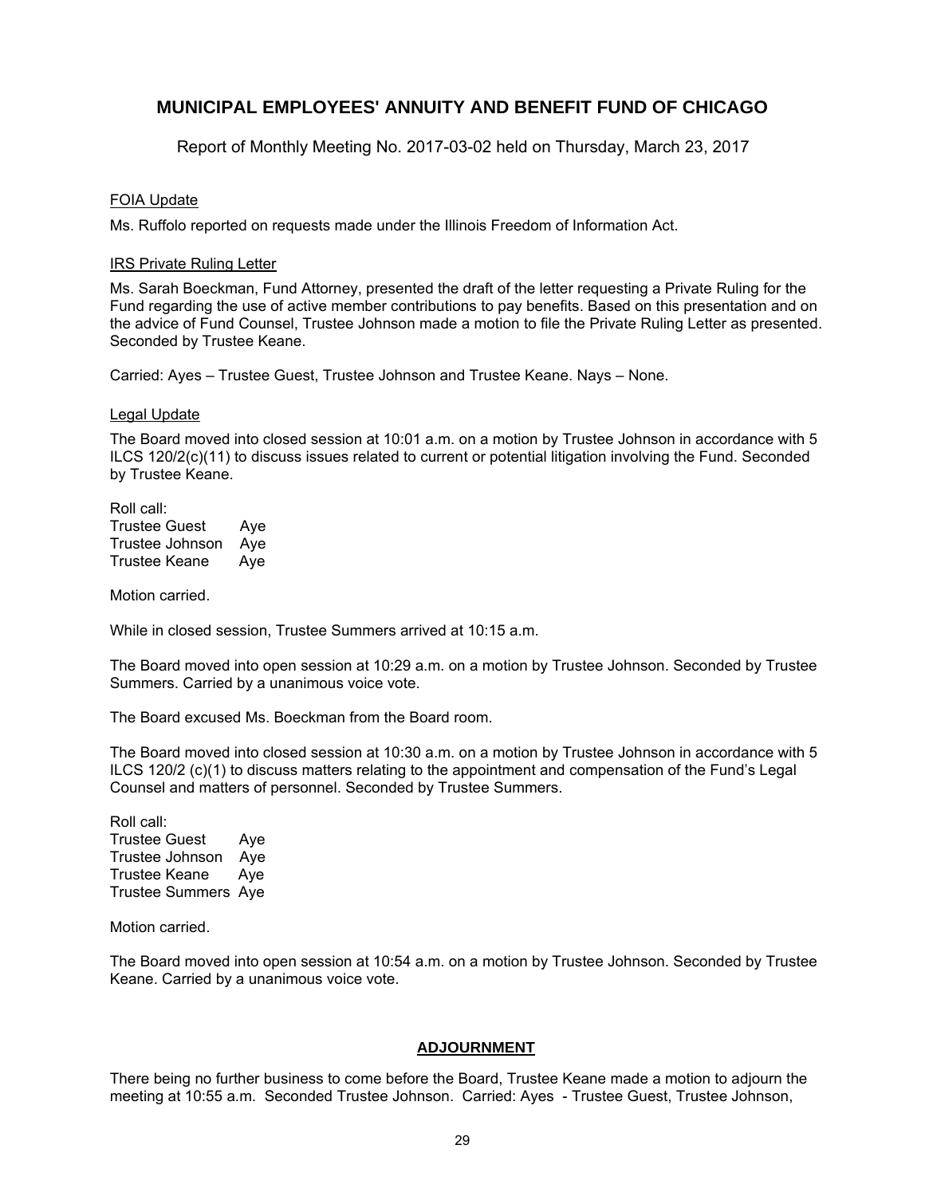# MUNICIPAL EMPLOYEES' ANNUITY AND BENEFIT FUND OF CHICAGO

Report of Monthly Meeting No. 2017-03-02 held on Thursday, March 23, 2017

FOIA Update

Ms. Ruffolo reported on requests made under the Illinois Freedom of Information Act.

IRS Private Ruling Letter

Ms. Sarah Boeckman, Fund Attorney, presented the draft of the letter requesting a Private Ruling for the Fund regarding the use of active member contributions to pay benefits. Based on this presentation and on the advice of Fund Counsel, Trustee Johnson made a motion to file the Private Ruling Letter as presented. Seconded by Trustee Keane.

Carried: Ayes – Trustee Guest, Trustee Johnson and Trustee Keane. Nays – None.

Legal Update

The Board moved into closed session at 10:01 a.m. on a motion by Trustee Johnson in accordance with 5 ILCS 120/2(c)(11) to discuss issues related to current or potential litigation involving the Fund. Seconded by Trustee Keane.

Roll call:
Trustee Guest Aye
Trustee Johnson Aye
Trustee Keane Aye

Motion carried.

While in closed session, Trustee Summers arrived at 10:15 a.m.

The Board moved into open session at 10:29 a.m. on a motion by Trustee Johnson. Seconded by Trustee Summers. Carried by a unanimous voice vote.

The Board excused Ms. Boeckman from the Board room.

The Board moved into closed session at 10:30 a.m. on a motion by Trustee Johnson in accordance with 5 ILCS 120/2 (c)(1) to discuss matters relating to the appointment and compensation of the Fund's Legal Counsel and matters of personnel. Seconded by Trustee Summers.

Roll call:
Trustee Guest Aye
Trustee Johnson Aye
Trustee Keane Aye
Trustee Summers Aye

Motion carried.

The Board moved into open session at 10:54 a.m. on a motion by Trustee Johnson. Seconded by Trustee Keane. Carried by a unanimous voice vote.

## ADJOURNMENT

There being no further business to come before the Board, Trustee Keane made a motion to adjourn the meeting at 10:55 a.m. Seconded Trustee Johnson. Carried: Ayes - Trustee Guest, Trustee Johnson,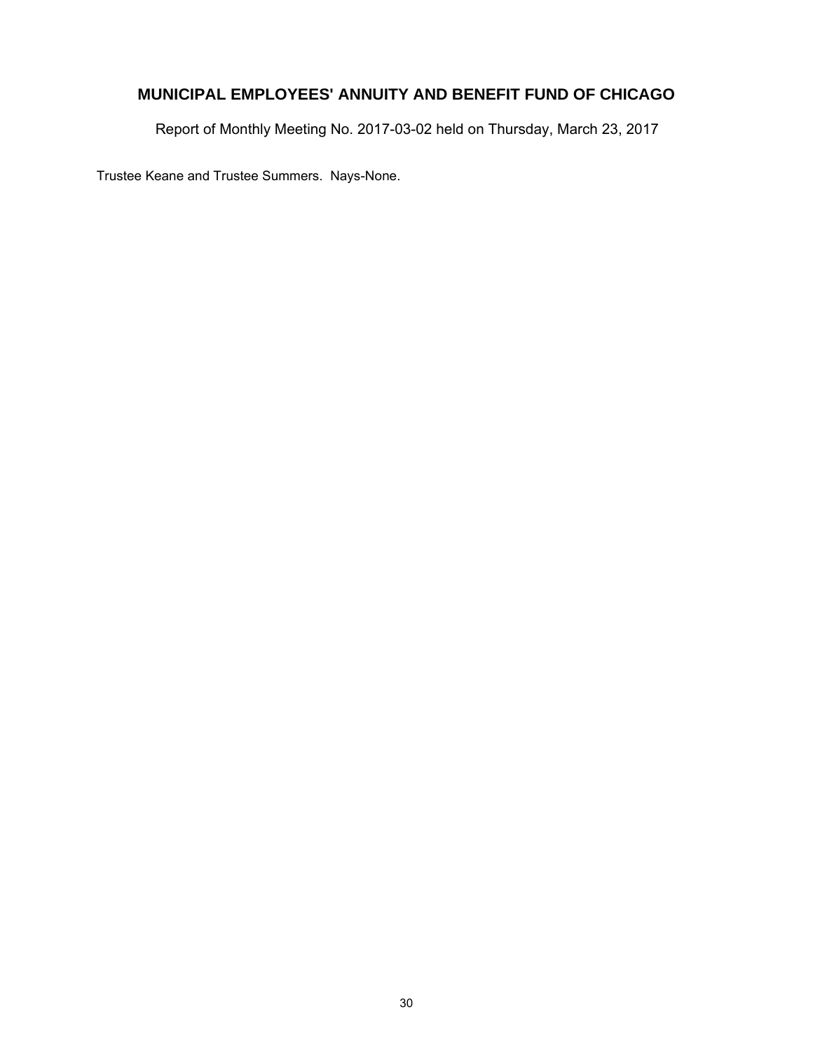Trustee Keane and Trustee Summers. Nays-None.